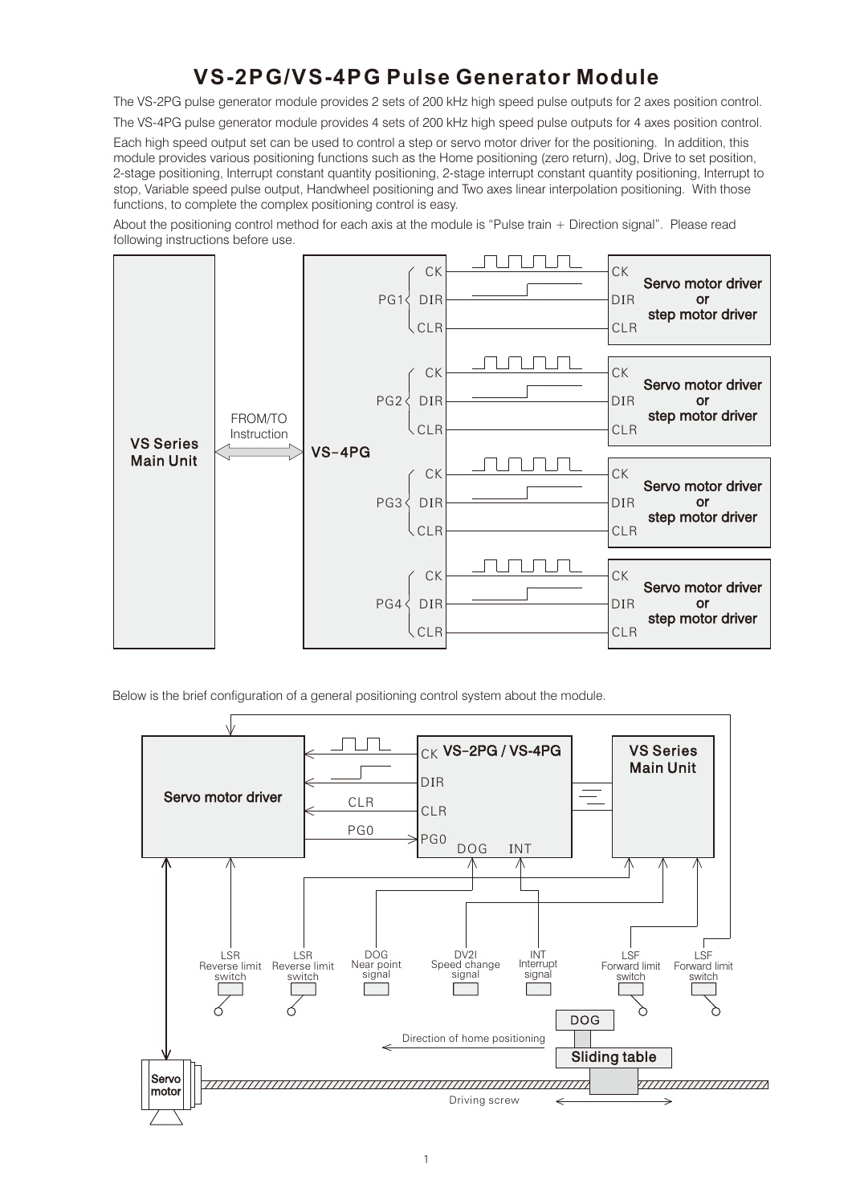# VS-2PG/VS-4PG Pulse Generator Module

The VS-2PG pulse generator module provides 2 sets of 200 kHz high speed pulse outputs for 2 axes position control.

The VS-4PG pulse generator module provides 4 sets of 200 kHz high speed pulse outputs for 4 axes position control.

Each high speed output set can be used to control a step or servo motor driver for the positioning. In addition, this module provides various positioning functions such as the Home positioning (zero return), Jog, Drive to set position, 2-stage positioning, Interrupt constant quantity positioning, 2-stage interrupt constant quantity positioning, Interrupt to stop, Variable speed pulse output, Handwheel positioning and Two axes linear interpolation positioning. With those functions, to complete the complex positioning control is easy.

About the positioning control method for each axis at the module is “Pulse train + Direction signal”. Please read following instructions before use.

Below is the brief configuration of a general positioning control system about the module.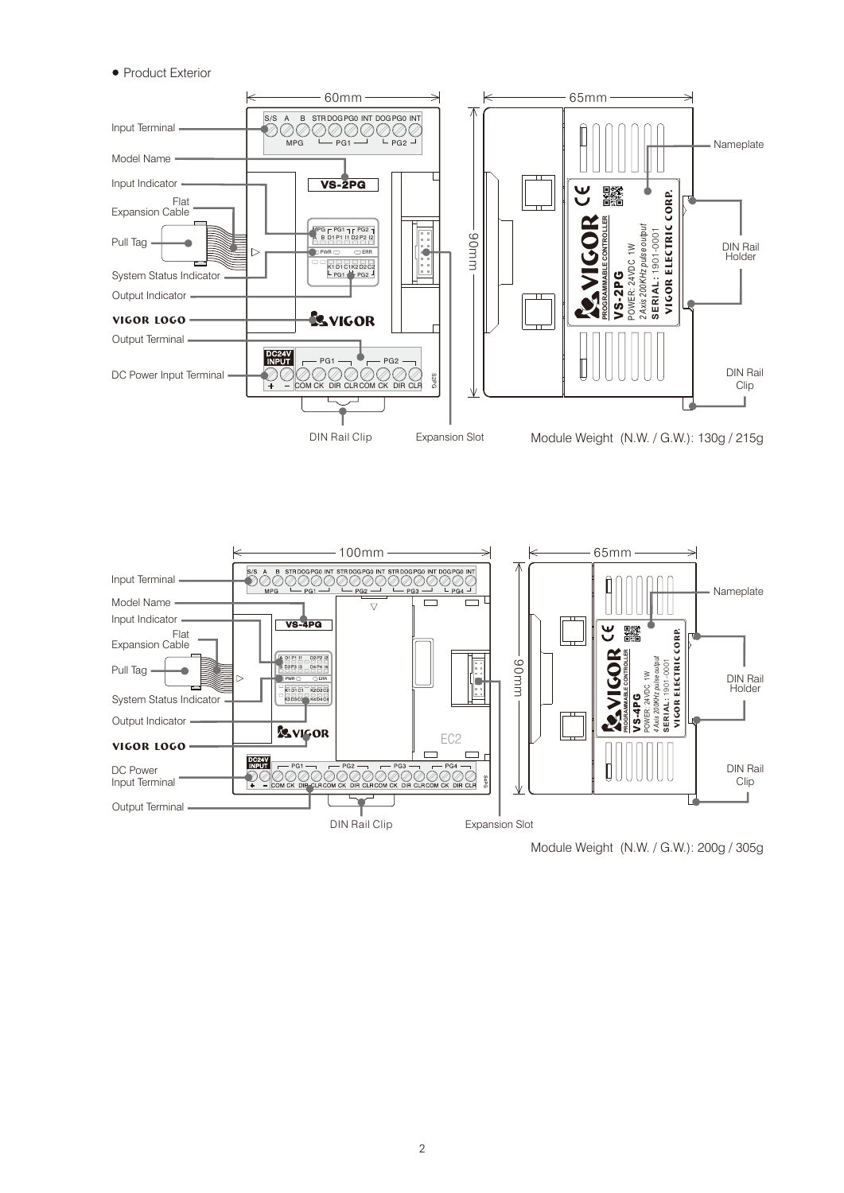- Product Exterior

60mm

65mm

S/S A B STR DOG PG0 INT DOG PG0 INT

MPG PG1 PG2

Input Terminal

Model Name

Input Indicator

Flat Expansion Cable

Pull Tag

System Status Indicator

Output Indicator

VIGOR LOGO

Output Terminal

DC Power Input Terminal

VS-2PG

MPG PG1 PG2
A B D1 P1 I1 D2 P2 I2

PWR ERR

K1 D1 C1 K2 D2 C2
PG1 PG2

DC24V INPUT

PG1 PG2

+ − COM CK DIR CLR COM CK DIR CLR

90mm

Nameplate

DIN Rail Holder

DIN Rail Clip

VIGOR PROGRAMMABLE CONTROLLER

VS-2PG

POWER: 24VDC 1W

2 Axis 200KHz pulse output

SERIAL: 1901-0001

VIGOR ELECTRIC CORP.

DIN Rail Clip

Expansion Slot

Module Weight (N.W. / G.W.): 130g / 215g

100mm

65mm

S/S A B STR DOG PG0 INT STR DOG PG0 INT STR DOG PG0 INT DOG PG0 INT

MPG PG1 PG2 PG3 PG4

Input Terminal

Model Name

Input Indicator

Flat Expansion Cable

Pull Tag

System Status Indicator

Output Indicator

VIGOR LOGO

DC Power Input Terminal

Output Terminal

VS-4PG

EC2

DC24V INPUT

PG1 PG2 PG3 PG4

+ − COM CK DIR CLR COM CK DIR CLR COM CK DIR CLR COM CK DIR CLR

90mm

Nameplate

DIN Rail Holder

DIN Rail Clip

VIGOR PROGRAMMABLE CONTROLLER

VS-4PG

POWER: 24VDC 1W

4 Axis 200KHz pulse output

SERIAL: 1901-0001

VIGOR ELECTRIC CORP.

DIN Rail Clip

Expansion Slot

Module Weight (N.W. / G.W.): 200g / 305g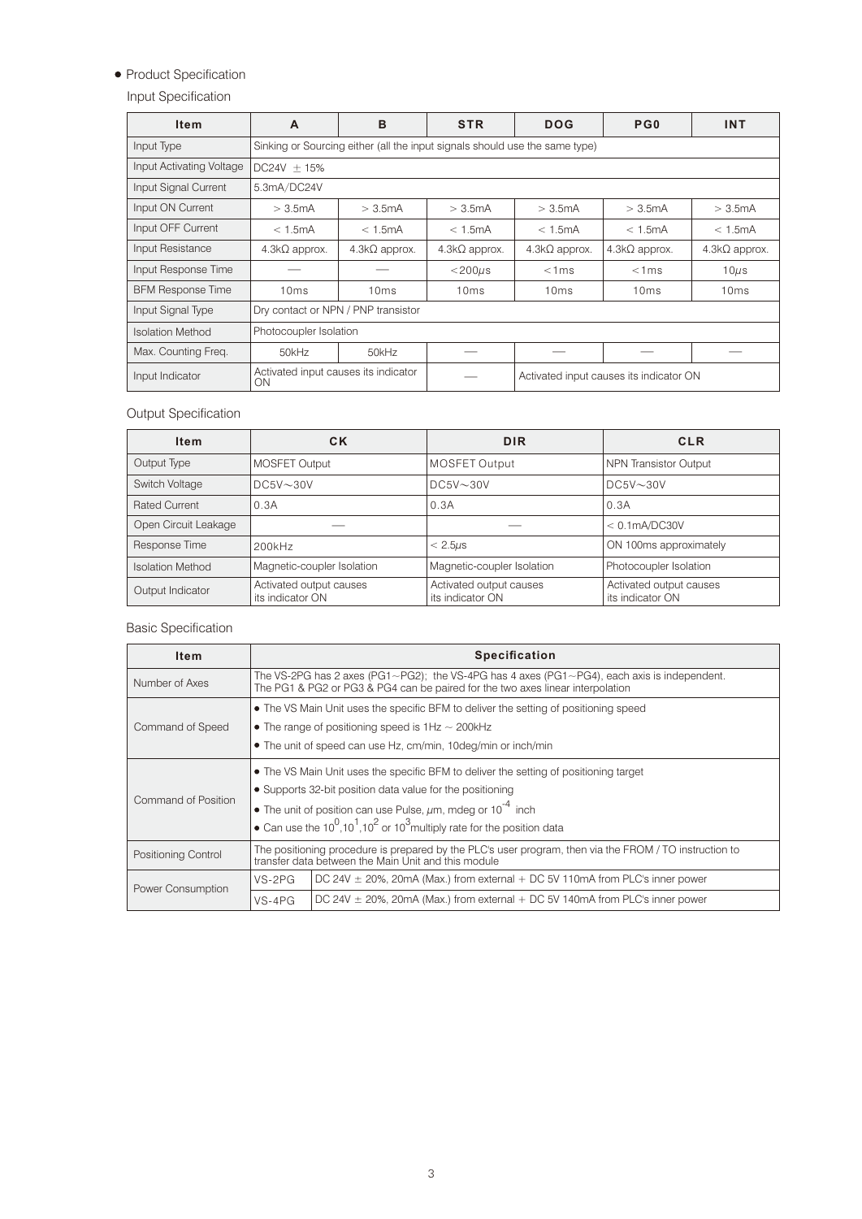- Product Specification

Input Specification

| Item | A | B | STR | DOG | PG0 | INT |
|---|---|---|---|---|---|---|
| Input Type | Sinking or Sourcing either (all the input signals should use the same type) | | | | | |
| Input Activating Voltage | DC24V ± 15% | | | | | |
| Input Signal Current | 5.3mA/DC24V | | | | | |
| Input ON Current | > 3.5mA | > 3.5mA | > 3.5mA | > 3.5mA | > 3.5mA | > 3.5mA |
| Input OFF Current | < 1.5mA | < 1.5mA | < 1.5mA | < 1.5mA | < 1.5mA | < 1.5mA |
| Input Resistance | 4.3kΩ approx. | 4.3kΩ approx. | 4.3kΩ approx. | 4.3kΩ approx. | 4.3kΩ approx. | 4.3kΩ approx. |
| Input Response Time | — | — | <200μs | <1ms | <1ms | 10μs |
| BFM Response Time | 10ms | 10ms | 10ms | 10ms | 10ms | 10ms |
| Input Signal Type | Dry contact or NPN / PNP transistor | | | | | |
| Isolation Method | Photocoupler Isolation | | | | | |
| Max. Counting Freq. | 50kHz | 50kHz | — | — | — | — |
| Input Indicator | Activated input causes its indicator ON | | — | Activated input causes its indicator ON | | |

Output Specification

| Item | CK | DIR | CLR |
|---|---|---|---|
| Output Type | MOSFET Output | MOSFET Output | NPN Transistor Output |
| Switch Voltage | DC5V～30V | DC5V～30V | DC5V～30V |
| Rated Current | 0.3A | 0.3A | 0.3A |
| Open Circuit Leakage | — | — | < 0.1mA/DC30V |
| Response Time | 200kHz | < 2.5μs | ON 100ms approximately |
| Isolation Method | Magnetic-coupler Isolation | Magnetic-coupler Isolation | Photocoupler Isolation |
| Output Indicator | Activated output causes its indicator ON | Activated output causes its indicator ON | Activated output causes its indicator ON |

Basic Specification

| Item | Specification | |
|---|---|---|
| Number of Axes | The VS-2PG has 2 axes (PG1～PG2); the VS-4PG has 4 axes (PG1～PG4), each axis is independent. The PG1 & PG2 or PG3 & PG4 can be paired for the two axes linear interpolation | |
| Command of Speed | • The VS Main Unit uses the specific BFM to deliver the setting of positioning speed<br>• The range of positioning speed is 1Hz ~ 200kHz<br>• The unit of speed can use Hz, cm/min, 10deg/min or inch/min | |
| Command of Position | • The VS Main Unit uses the specific BFM to deliver the setting of positioning target<br>• Supports 32-bit position data value for the positioning<br>• The unit of position can use Pulse, μm, mdeg or $10^{-4}$ inch<br>• Can use the $10^0$,$10^1$,$10^2$ or $10^3$ multiply rate for the position data | |
| Positioning Control | The positioning procedure is prepared by the PLC's user program, then via the FROM / TO instruction to transfer data between the Main Unit and this module | |
| Power Consumption | VS-2PG | DC 24V ± 20%, 20mA (Max.) from external + DC 5V 110mA from PLC's inner power |
| | VS-4PG | DC 24V ± 20%, 20mA (Max.) from external + DC 5V 140mA from PLC's inner power |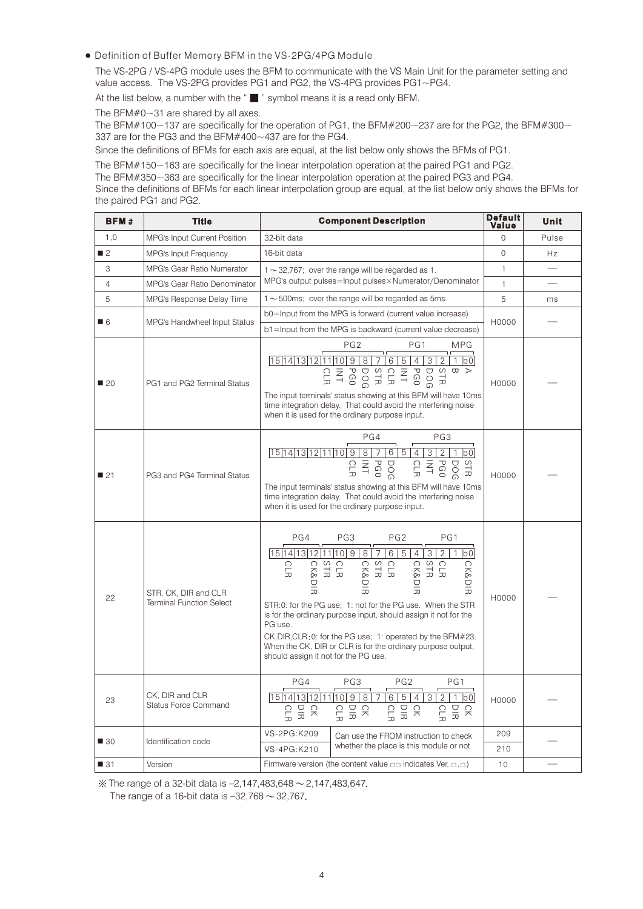● Definition of Buffer Memory BFM in the VS-2PG/4PG Module

The VS-2PG / VS-4PG module uses the BFM to communicate with the VS Main Unit for the parameter setting and value access. The VS-2PG provides PG1 and PG2, the VS-4PG provides PG1~PG4.

At the list below, a number with the " ■ " symbol means it is a read only BFM.

The BFM#0~31 are shared by all axes.

The BFM#100~137 are specifically for the operation of PG1, the BFM#200~237 are for the PG2, the BFM#300~337 are for the PG3 and the BFM#400~437 are for the PG4.

Since the definitions of BFMs for each axis are equal, at the list below only shows the BFMs of PG1.

The BFM#150~163 are specifically for the linear interpolation operation at the paired PG1 and PG2.

The BFM#350~363 are specifically for the linear interpolation operation at the paired PG3 and PG4.

Since the definitions of BFMs for each linear interpolation group are equal, at the list below only shows the BFMs for the paired PG1 and PG2.

| BFM# | Title | Component Description | Default Value | Unit |
|---|---|---|---|---|
| 1,0 | MPG's Input Current Position | 32-bit data | 0 | Pulse |
| ■2 | MPG's Input Frequency | 16-bit data | 0 | Hz |
| 3 | MPG's Gear Ratio Numerator | 1 ~ 32,767; over the range will be regarded as 1. MPG's output pulses=Input pulses×Numerator/Denominator | 1 | — |
| 4 | MPG's Gear Ratio Denominator | | 1 | — |
| 5 | MPG's Response Delay Time | 1 ~ 500ms; over the range will be regarded as 5ms. | 5 | ms |
| ■6 | MPG's Handwheel Input Status | b0=Input from the MPG is forward (current value increase)<br>b1=Input from the MPG is backward (current value decrease) | H0000 | — |
| ■20 | PG1 and PG2 Terminal Status | MPG: b0=A, b1=B; PG1: b2=STR, b3=DOG, b4=PG0, b5=INT, b6=CLR; PG2: b7=STR, b8=DOG, b9=PG0, b10=INT, b11=CLR; b12~b15: — <br>The input terminals' status showing at this BFM will have 10ms time integration delay. That could avoid the interfering noise when it is used for the ordinary purpose input. | H0000 | — |
| ■21 | PG3 and PG4 Terminal Status | PG3: b0=STR, b1=DOG, b2=PG0, b3=INT, b4=CLR; PG4: b5=DOG, b6=PG0, b7=INT, b8=CLR; b9~b15: — <br>The input terminals' status showing at this BFM will have 10ms time integration delay. That could avoid the interfering noise when it is used for the ordinary purpose input. | H0000 | — |
| 22 | STR, CK, DIR and CLR Terminal Function Select | PG1: b0=CK&DIR, b2=CLR, b3=STR; PG2: b4=CK&DIR, b6=CLR, b7=STR; PG3: b8=CK&DIR, b10=CLR, b11=STR; PG4: b12=CK&DIR, b14=CLR <br>STR:0: for the PG use; 1: not for the PG use. When the STR is for the ordinary purpose input, should assign it not for the PG use.<br>CK,DIR,CLR:0: for the PG use; 1: operated by the BFM#23. When the CK, DIR or CLR is for the ordinary purpose output, should assign it not for the PG use. | H0000 | — |
| 23 | CK, DIR and CLR Status Force Command | PG1: b0=CK, b1=DIR, b2=CLR; PG2: b4=CK, b5=DIR, b6=CLR; PG3: b8=CK, b9=DIR, b10=CLR; PG4: b12=CK, b13=DIR, b14=CLR | H0000 | — |
| ■30 | Identification code | VS-2PG:K209 / VS-4PG:K210 — Can use the FROM instruction to check whether the place is this module or not | 209 / 210 | — |
| ■31 | Version | Firmware version (the content value □□ indicates Ver. □.□) | 10 | — |

※ The range of a 32-bit data is –2,147,483,648 ~ 2,147,483,647.
The range of a 16-bit data is –32,768 ~ 32,767.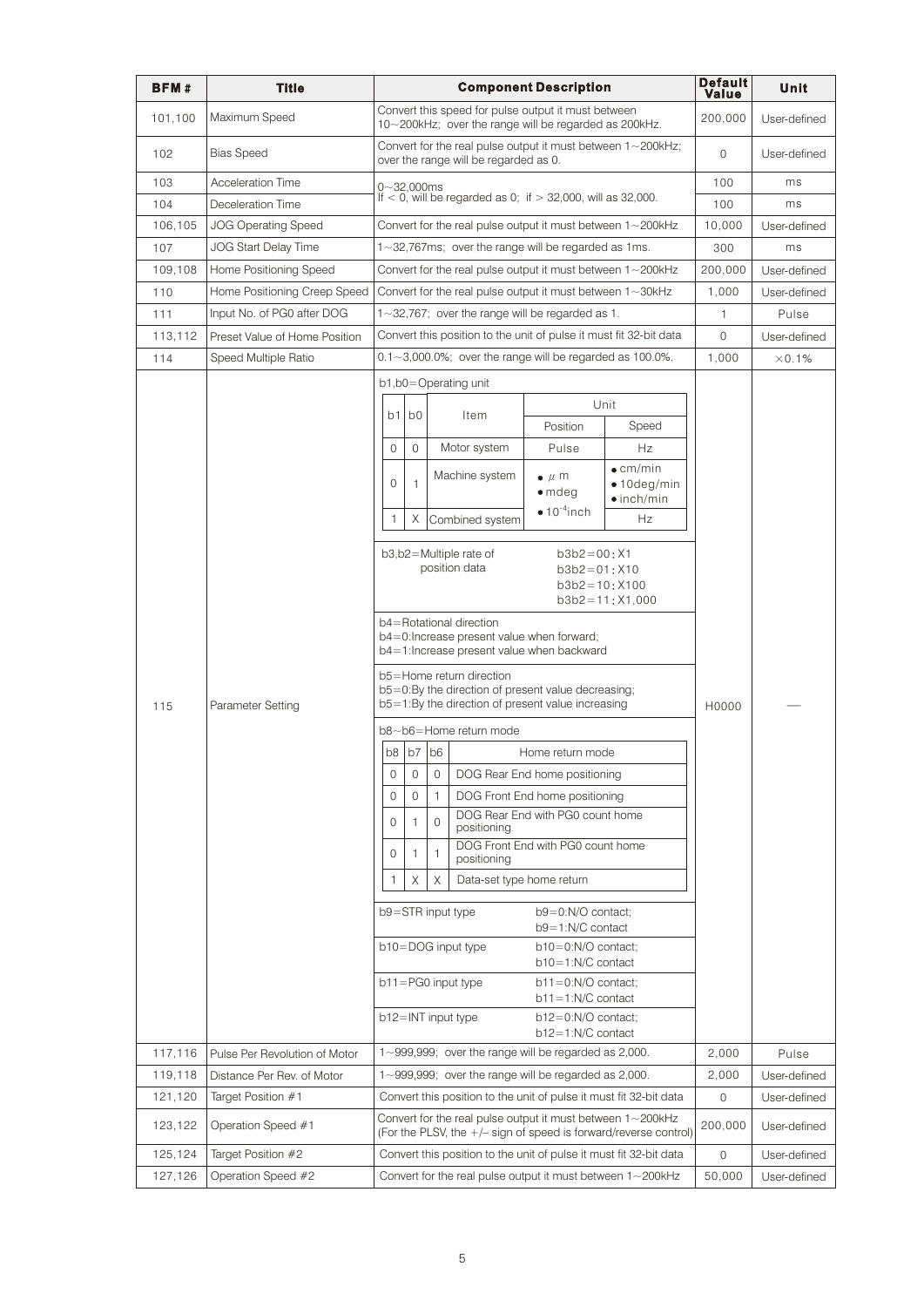| BFM # | Title | Component Description | Default Value | Unit |
|---|---|---|---|---|
| 101,100 | Maximum Speed | Convert this speed for pulse output it must between 10~200kHz; over the range will be regarded as 200kHz. | 200,000 | User-defined |
| 102 | Bias Speed | Convert for the real pulse output it must between 1~200kHz; over the range will be regarded as 0. | 0 | User-defined |
| 103 | Acceleration Time | 0~32,000ms<br>If < 0, will be regarded as 0; if > 32,000, will as 32,000. | 100 | ms |
| 104 | Deceleration Time | | 100 | ms |
| 106,105 | JOG Operating Speed | Convert for the real pulse output it must between 1~200kHz | 10,000 | User-defined |
| 107 | JOG Start Delay Time | 1~32,767ms; over the range will be regarded as 1ms. | 300 | ms |
| 109,108 | Home Positioning Speed | Convert for the real pulse output it must between 1~200kHz | 200,000 | User-defined |
| 110 | Home Positioning Creep Speed | Convert for the real pulse output it must between 1~30kHz | 1,000 | User-defined |
| 111 | Input No. of PG0 after DOG | 1~32,767; over the range will be regarded as 1. | 1 | Pulse |
| 113,112 | Preset Value of Home Position | Convert this position to the unit of pulse it must fit 32-bit data | 0 | User-defined |
| 114 | Speed Multiple Ratio | 0.1~3,000.0%; over the range will be regarded as 100.0%. | 1,000 | ×0.1% |
| 115 | Parameter Setting | See parameter setting details below | H0000 | — |
| 117,116 | Pulse Per Revolution of Motor | 1~999,999; over the range will be regarded as 2,000. | 2,000 | Pulse |
| 119,118 | Distance Per Rev. of Motor | 1~999,999; over the range will be regarded as 2,000. | 2,000 | User-defined |
| 121,120 | Target Position #1 | Convert this position to the unit of pulse it must fit 32-bit data | 0 | User-defined |
| 123,122 | Operation Speed #1 | Convert for the real pulse output it must between 1~200kHz<br>(For the PLSV, the +/– sign of speed is forward/reverse control) | 200,000 | User-defined |
| 125,124 | Target Position #2 | Convert this position to the unit of pulse it must fit 32-bit data | 0 | User-defined |
| 127,126 | Operation Speed #2 | Convert for the real pulse output it must between 1~200kHz | 50,000 | User-defined |

**BFM #115 Parameter Setting — component description:**

b1,b0=Operating unit

| b1 | b0 | Item | Unit: Position | Unit: Speed |
|---|---|---|---|---|
| 0 | 0 | Motor system | Pulse | Hz |
| 0 | 1 | Machine system | • μm<br>• mdeg<br>• $10^{-4}$inch | • cm/min<br>• 10deg/min<br>• inch/min |
| 1 | X | Combined system | | Hz |

b3,b2=Multiple rate of position data
- b3b2=00: X1
- b3b2=01: X10
- b3b2=10: X100
- b3b2=11: X1,000

b4=Rotational direction
- b4=0:Increase present value when forward;
- b4=1:Increase present value when backward

b5=Home return direction
- b5=0:By the direction of present value decreasing;
- b5=1:By the direction of present value increasing

b8~b6=Home return mode

| b8 | b7 | b6 | Home return mode |
|---|---|---|---|
| 0 | 0 | 0 | DOG Rear End home positioning |
| 0 | 0 | 1 | DOG Front End home positioning |
| 0 | 1 | 0 | DOG Rear End with PG0 count home positioning |
| 0 | 1 | 1 | DOG Front End with PG0 count home positioning |
| 1 | X | X | Data-set type home return |

| Bit | Setting |
|---|---|
| b9=STR input type | b9=0:N/O contact;<br>b9=1:N/C contact |
| b10=DOG input type | b10=0:N/O contact;<br>b10=1:N/C contact |
| b11=PG0 input type | b11=0:N/O contact;<br>b11=1:N/C contact |
| b12=INT input type | b12=0:N/O contact;<br>b12=1:N/C contact |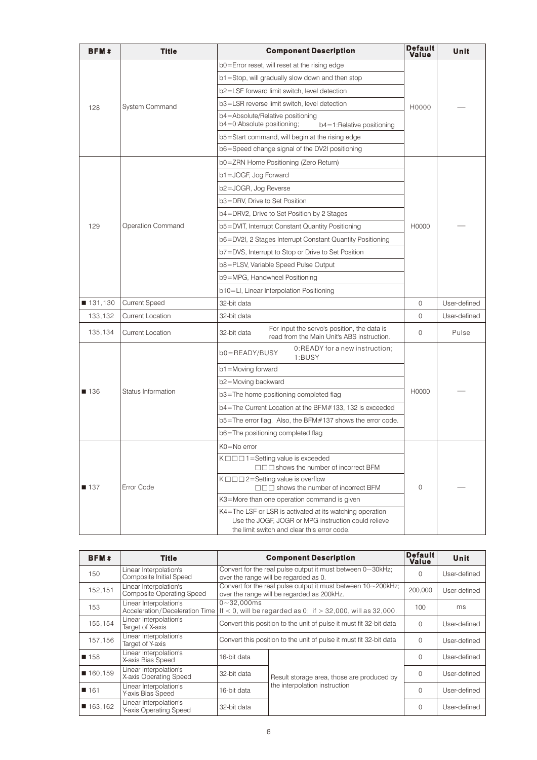| BFM# | Title | Component Description | Default Value | Unit |
|---|---|---|---|---|
| 128 | System Command | b0=Error reset, will reset at the rising edge<br>b1=Stop, will gradually slow down and then stop<br>b2=LSF forward limit switch, level detection<br>b3=LSR reverse limit switch, level detection<br>b4=Absolute/Relative positioning<br>b4=0:Absolute positioning; b4=1:Relative positioning<br>b5=Start command, will begin at the rising edge<br>b6=Speed change signal of the DV2I positioning | H0000 | — |
| 129 | Operation Command | b0=ZRN Home Positioning (Zero Return)<br>b1=JOGF, Jog Forward<br>b2=JOGR, Jog Reverse<br>b3=DRV, Drive to Set Position<br>b4=DRV2, Drive to Set Position by 2 Stages<br>b5=DVIT, Interrupt Constant Quantity Positioning<br>b6=DV2I, 2 Stages Interrupt Constant Quantity Positioning<br>b7=DVS, Interrupt to Stop or Drive to Set Position<br>b8=PLSV, Variable Speed Pulse Output<br>b9=MPG, Handwheel Positioning<br>b10=LI, Linear Interpolation Positioning | H0000 | — |
| ■ 131,130 | Current Speed | 32-bit data | 0 | User-defined |
| 133,132 | Current Location | 32-bit data | 0 | User-defined |
| 135,134 | Current Location | 32-bit data — For input the servo's position, the data is read from the Main Unit's ABS instruction. | 0 | Pulse |
| ■ 136 | Status Information | b0=READY/BUSY — 0:READY for a new instruction; 1:BUSY<br>b1=Moving forward<br>b2=Moving backward<br>b3=The home positioning completed flag<br>b4=The Current Location at the BFM#133, 132 is exceeded<br>b5=The error flag. Also, the BFM#137 shows the error code.<br>b6=The positioning completed flag | H0000 | — |
| ■ 137 | Error Code | K0=No error<br>K□□□1=Setting value is exceeded<br>□□□ shows the number of incorrect BFM<br>K□□□2=Setting value is overflow<br>□□□ shows the number of incorrect BFM<br>K3=More than one operation command is given<br>K4=The LSF or LSR is activated at its watching operation<br>Use the JOGF, JOGR or MPG instruction could relieve the limit switch and clear this error code. | 0 | — |

| BFM# | Title | Component Description | Default Value | Unit |
|---|---|---|---|---|
| 150 | Linear Interpolation's Composite Initial Speed | Convert for the real pulse output it must between 0~30kHz; over the range will be regarded as 0. | 0 | User-defined |
| 152,151 | Linear Interpolation's Composite Operating Speed | Convert for the real pulse output it must between 10~200kHz; over the range will be regarded as 200kHz. | 200,000 | User-defined |
| 153 | Linear Interpolation's Acceleration/Deceleration Time | 0~32,000ms<br>If < 0, will be regarded as 0; if > 32,000, will as 32,000. | 100 | ms |
| 155,154 | Linear Interpolation's Target of X-axis | Convert this position to the unit of pulse it must fit 32-bit data | 0 | User-defined |
| 157,156 | Linear Interpolation's Target of Y-axis | Convert this position to the unit of pulse it must fit 32-bit data | 0 | User-defined |
| ■ 158 | Linear Interpolation's X-axis Bias Speed | 16-bit data — Result storage area, those are produced by the interpolation instruction | 0 | User-defined |
| ■ 160,159 | Linear Interpolation's X-axis Operating Speed | 32-bit data — Result storage area, those are produced by the interpolation instruction | 0 | User-defined |
| ■ 161 | Linear Interpolation's Y-axis Bias Speed | 16-bit data — Result storage area, those are produced by the interpolation instruction | 0 | User-defined |
| ■ 163,162 | Linear Interpolation's Y-axis Operating Speed | 32-bit data — Result storage area, those are produced by the interpolation instruction | 0 | User-defined |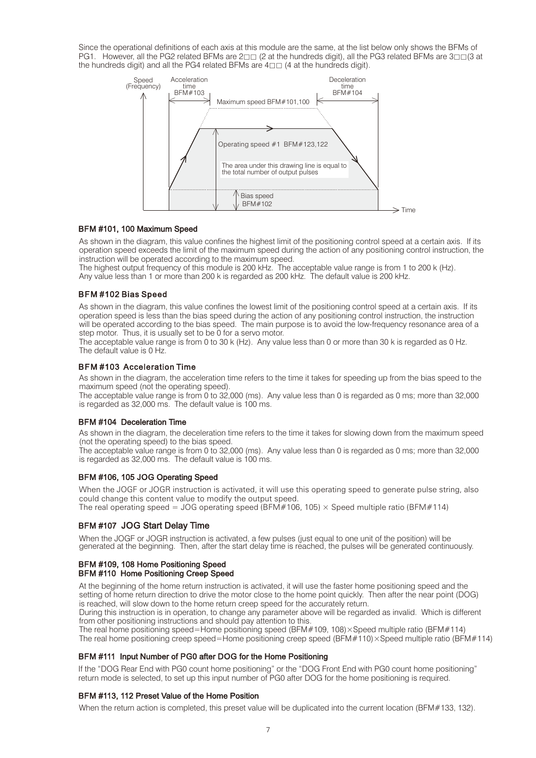Since the operational definitions of each axis at this module are the same, at the list below only shows the BFMs of PG1. However, all the PG2 related BFMs are 2□□ (2 at the hundreds digit), all the PG3 related BFMs are 3□□(3 at the hundreds digit) and all the PG4 related BFMs are 4□□ (4 at the hundreds digit).

#### BFM #101, 100 Maximum Speed

As shown in the diagram, this value confines the highest limit of the positioning control speed at a certain axis. If its operation speed exceeds the limit of the maximum speed during the action of any positioning control instruction, the instruction will be operated according to the maximum speed.
The highest output frequency of this module is 200 kHz. The acceptable value range is from 1 to 200 k (Hz).
Any value less than 1 or more than 200 k is regarded as 200 kHz. The default value is 200 kHz.

#### BFM #102 Bias Speed

As shown in the diagram, this value confines the lowest limit of the positioning control speed at a certain axis. If its operation speed is less than the bias speed during the action of any positioning control instruction, the instruction will be operated according to the bias speed. The main purpose is to avoid the low-frequency resonance area of a step motor. Thus, it is usually set to be 0 for a servo motor.
The acceptable value range is from 0 to 30 k (Hz). Any value less than 0 or more than 30 k is regarded as 0 Hz.
The default value is 0 Hz.

#### BFM #103 Acceleration Time

As shown in the diagram, the acceleration time refers to the time it takes for speeding up from the bias speed to the maximum speed (not the operating speed).
The acceptable value range is from 0 to 32,000 (ms). Any value less than 0 is regarded as 0 ms; more than 32,000 is regarded as 32,000 ms. The default value is 100 ms.

#### BFM #104 Deceleration Time

As shown in the diagram, the deceleration time refers to the time it takes for slowing down from the maximum speed (not the operating speed) to the bias speed.
The acceptable value range is from 0 to 32,000 (ms). Any value less than 0 is regarded as 0 ms; more than 32,000 is regarded as 32,000 ms. The default value is 100 ms.

#### BFM #106, 105 JOG Operating Speed

When the JOGF or JOGR instruction is activated, it will use this operating speed to generate pulse string, also could change this content value to modify the output speed.
The real operating speed = JOG operating speed (BFM#106, 105) × Speed multiple ratio (BFM#114)

#### BFM #107 JOG Start Delay Time

When the JOGF or JOGR instruction is activated, a few pulses (just equal to one unit of the position) will be generated at the beginning. Then, after the start delay time is reached, the pulses will be generated continuously.

#### BFM #109, 108 Home Positioning Speed
#### BFM #110 Home Positioning Creep Speed

At the beginning of the home return instruction is activated, it will use the faster home positioning speed and the setting of home return direction to drive the motor close to the home point quickly. Then after the near point (DOG) is reached, will slow down to the home return creep speed for the accurately return.
During this instruction is in operation, to change any parameter above will be regarded as invalid. Which is different from other positioning instructions and should pay attention to this.
The real home positioning speed=Home positioning speed (BFM#109, 108)×Speed multiple ratio (BFM#114)
The real home positioning creep speed=Home positioning creep speed (BFM#110)×Speed multiple ratio (BFM#114)

#### BFM #111 Input Number of PG0 after DOG for the Home Positioning

If the "DOG Rear End with PG0 count home positioning" or the "DOG Front End with PG0 count home positioning" return mode is selected, to set up this input number of PG0 after DOG for the home positioning is required.

#### BFM #113, 112 Preset Value of the Home Position

When the return action is completed, this preset value will be duplicated into the current location (BFM#133, 132).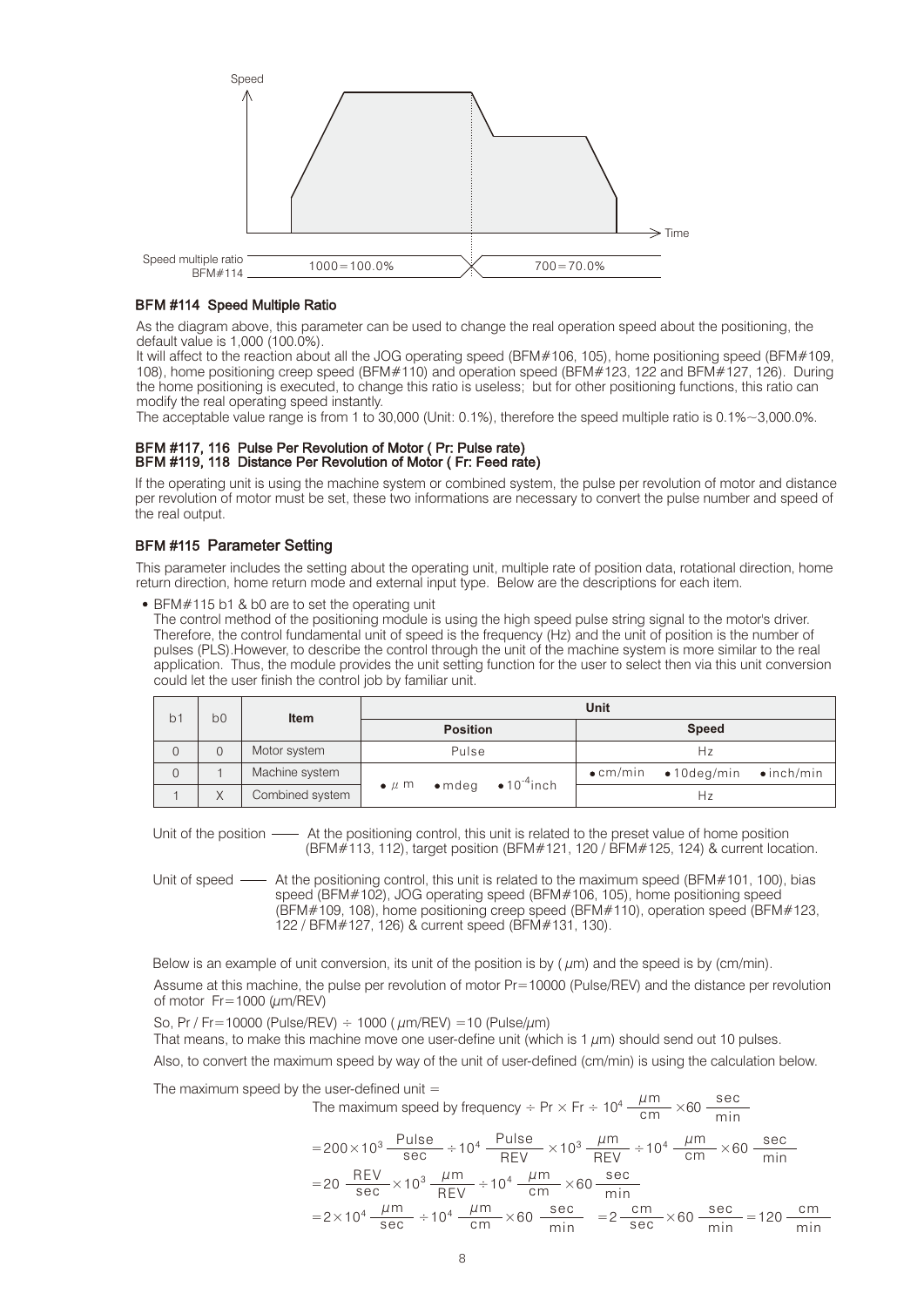Speed

Time

Speed multiple ratio BFM#114: 1000=100.0% | 700=70.0%

### BFM #114 Speed Multiple Ratio

As the diagram above, this parameter can be used to change the real operation speed about the positioning, the default value is 1,000 (100.0%).
It will affect to the reaction about all the JOG operating speed (BFM#106, 105), home positioning speed (BFM#109, 108), home positioning creep speed (BFM#110) and operation speed (BFM#123, 122 and BFM#127, 126). During the home positioning is executed, to change this ratio is useless; but for other positioning functions, this ratio can modify the real operating speed instantly.
The acceptable value range is from 1 to 30,000 (Unit: 0.1%), therefore the speed multiple ratio is 0.1%~3,000.0%.

### BFM #117, 116 Pulse Per Revolution of Motor ( Pr: Pulse rate)
### BFM #119, 118 Distance Per Revolution of Motor ( Fr: Feed rate)

If the operating unit is using the machine system or combined system, the pulse per revolution of motor and distance per revolution of motor must be set, these two informations are necessary to convert the pulse number and speed of the real output.

### BFM #115 Parameter Setting

This parameter includes the setting about the operating unit, multiple rate of position data, rotational direction, home return direction, home return mode and external input type. Below are the descriptions for each item.

- BFM#115 b1 & b0 are to set the operating unit
  The control method of the positioning module is using the high speed pulse string signal to the motor's driver. Therefore, the control fundamental unit of speed is the frequency (Hz) and the unit of position is the number of pulses (PLS).However, to describe the control through the unit of the machine system is more similar to the real application. Thus, the module provides the unit setting function for the user to select then via this unit conversion could let the user finish the control job by familiar unit.

| b1 | b0 | Item | Unit | |
|---|---|---|---|---|
| | | | Position | Speed |
| 0 | 0 | Motor system | Pulse | Hz |
| 0 | 1 | Machine system | • μm • mdeg • $10^{-4}$inch | • cm/min • 10deg/min • inch/min |
| 1 | X | Combined system | • μm • mdeg • $10^{-4}$inch | Hz |

Unit of the position —— At the positioning control, this unit is related to the preset value of home position (BFM#113, 112), target position (BFM#121, 120 / BFM#125, 124) & current location.

Unit of speed —— At the positioning control, this unit is related to the maximum speed (BFM#101, 100), bias speed (BFM#102), JOG operating speed (BFM#106, 105), home positioning speed (BFM#109, 108), home positioning creep speed (BFM#110), operation speed (BFM#123, 122 / BFM#127, 126) & current speed (BFM#131, 130).

Below is an example of unit conversion, its unit of the position is by (μm) and the speed is by (cm/min).

Assume at this machine, the pulse per revolution of motor Pr=10000 (Pulse/REV) and the distance per revolution of motor Fr=1000 (μm/REV)

So, Pr / Fr=10000 (Pulse/REV) ÷ 1000 (μm/REV) =10 (Pulse/μm)
That means, to make this machine move one user-define unit (which is 1 μm) should send out 10 pulses.

Also, to convert the maximum speed by way of the unit of user-defined (cm/min) is using the calculation below.

The maximum speed by the user-defined unit =

$$\text{The maximum speed by frequency} \div \text{Pr} \times \text{Fr} \div 10^4 \frac{\mu\text{m}}{\text{cm}} \times 60 \frac{\text{sec}}{\text{min}}$$

$$= 200 \times 10^3 \frac{\text{Pulse}}{\text{sec}} \div 10^4 \frac{\text{Pulse}}{\text{REV}} \times 10^3 \frac{\mu\text{m}}{\text{REV}} \div 10^4 \frac{\mu\text{m}}{\text{cm}} \times 60 \frac{\text{sec}}{\text{min}}$$

$$= 20 \frac{\text{REV}}{\text{sec}} \times 10^3 \frac{\mu\text{m}}{\text{REV}} \div 10^4 \frac{\mu\text{m}}{\text{cm}} \times 60 \frac{\text{sec}}{\text{min}}$$

$$= 2 \times 10^4 \frac{\mu\text{m}}{\text{sec}} \div 10^4 \frac{\mu\text{m}}{\text{cm}} \times 60 \frac{\text{sec}}{\text{min}} \quad = 2 \frac{\text{cm}}{\text{sec}} \times 60 \frac{\text{sec}}{\text{min}} = 120 \frac{\text{cm}}{\text{min}}$$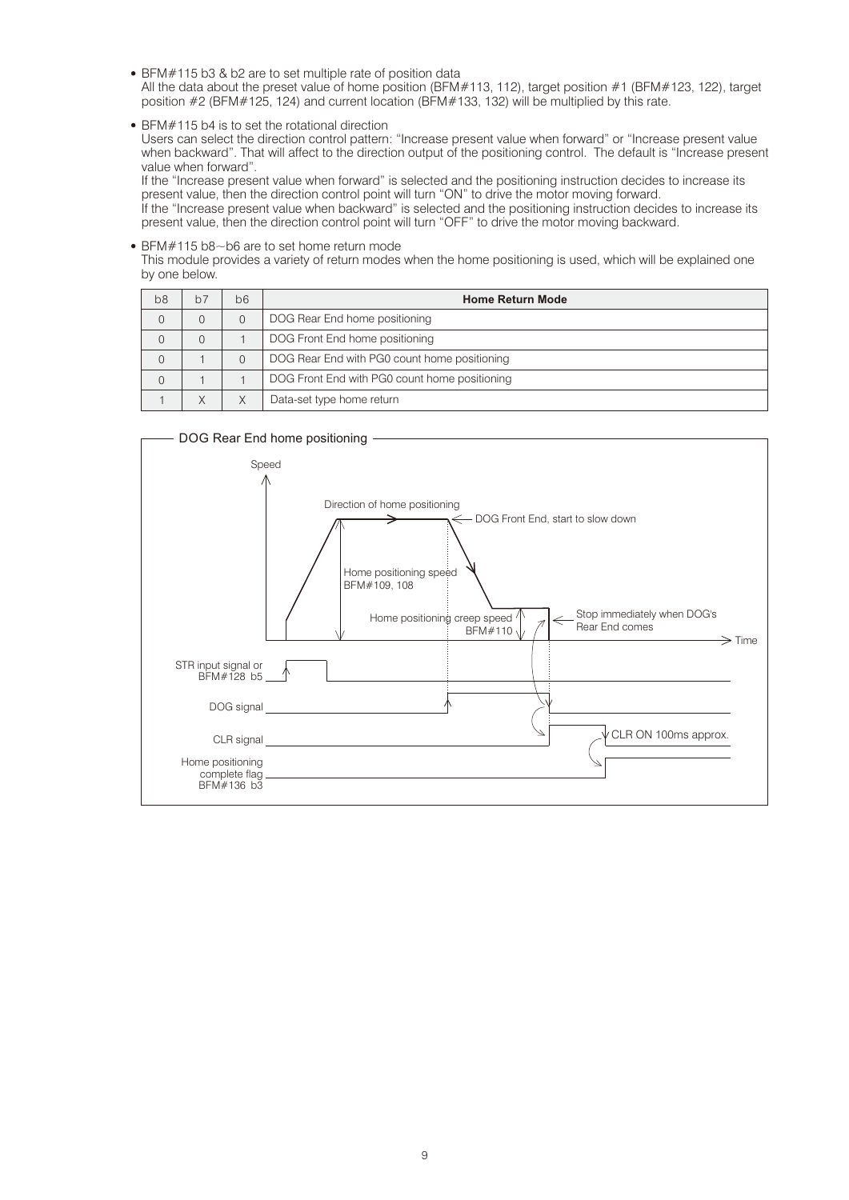- BFM#115 b3 & b2 are to set multiple rate of position data
  All the data about the preset value of home position (BFM#113, 112), target position #1 (BFM#123, 122), target position #2 (BFM#125, 124) and current location (BFM#133, 132) will be multiplied by this rate.

- BFM#115 b4 is to set the rotational direction
  Users can select the direction control pattern: "Increase present value when forward" or "Increase present value when backward". That will affect to the direction output of the positioning control. The default is "Increase present value when forward".
  If the "Increase present value when forward" is selected and the positioning instruction decides to increase its present value, then the direction control point will turn "ON" to drive the motor moving forward.
  If the "Increase present value when backward" is selected and the positioning instruction decides to increase its present value, then the direction control point will turn "OFF" to drive the motor moving backward.

- BFM#115 b8~b6 are to set home return mode
  This module provides a variety of return modes when the home positioning is used, which will be explained one by one below.

| b8 | b7 | b6 | Home Return Mode |
|---|---|---|---|
| 0 | 0 | 0 | DOG Rear End home positioning |
| 0 | 0 | 1 | DOG Front End home positioning |
| 0 | 1 | 0 | DOG Rear End with PG0 count home positioning |
| 0 | 1 | 1 | DOG Front End with PG0 count home positioning |
| 1 | X | X | Data-set type home return |

DOG Rear End home positioning

Speed

Direction of home positioning

DOG Front End, start to slow down

Home positioning speed BFM#109, 108

Home positioning creep speed BFM#110

Stop immediately when DOG's Rear End comes

Time

STR input signal or BFM#128 b5

DOG signal

CLR signal

CLR ON 100ms approx.

Home positioning complete flag BFM#136 b3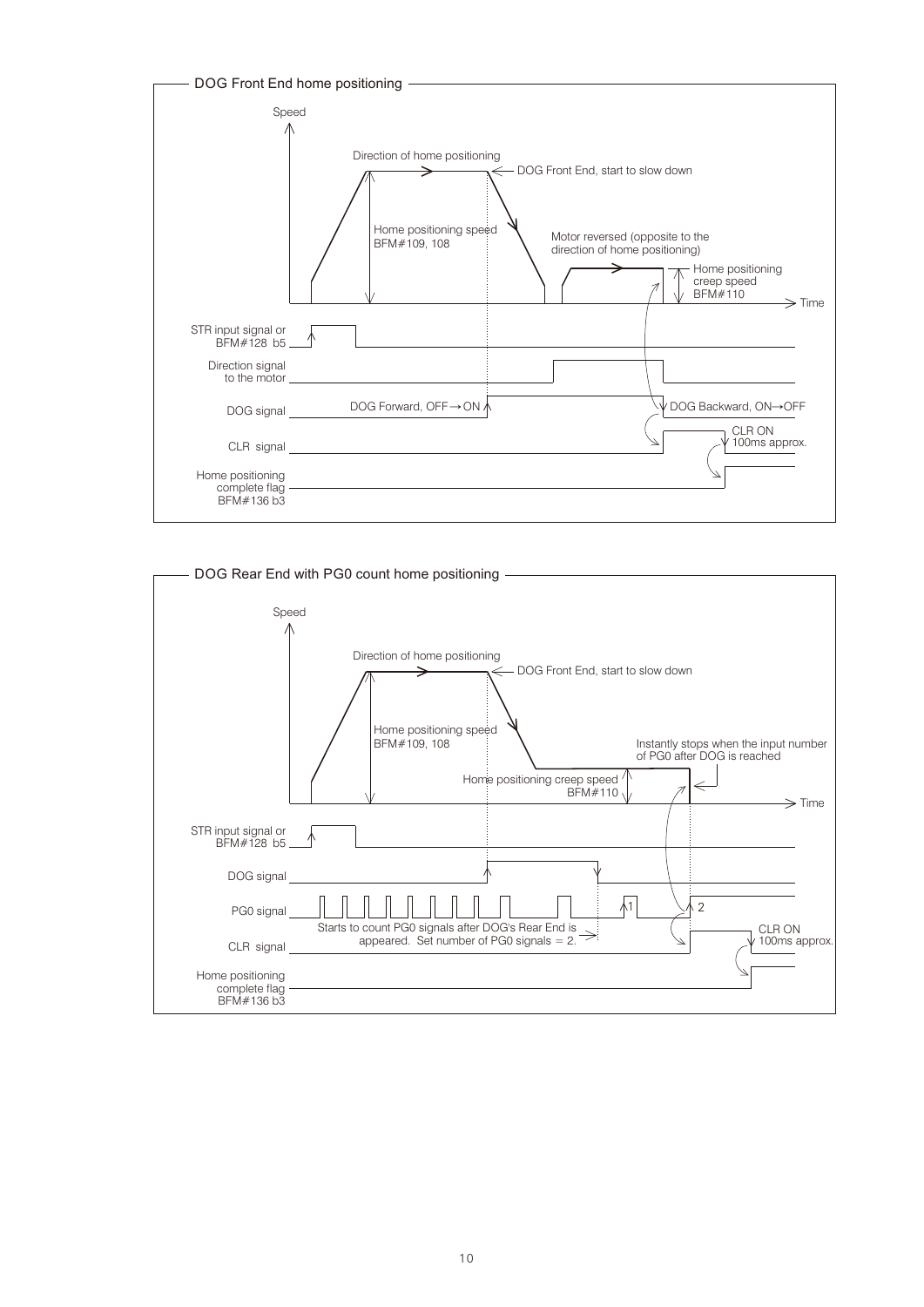## DOG Front End home positioning

Speed

Direction of home positioning

DOG Front End, start to slow down

Home positioning speed
BFM#109, 108

Motor reversed (opposite to the direction of home positioning)

Home positioning creep speed
BFM#110

Time

STR input signal or BFM#128 b5

Direction signal to the motor

DOG signal — DOG Forward, OFF→ON — DOG Backward, ON→OFF

CLR signal — CLR ON 100ms approx.

Home positioning complete flag BFM#136 b3

## DOG Rear End with PG0 count home positioning

Speed

Direction of home positioning

DOG Front End, start to slow down

Home positioning speed
BFM#109, 108

Instantly stops when the input number of PG0 after DOG is reached

Home positioning creep speed
BFM#110

Time

STR input signal or BFM#128 b5

DOG signal

PG0 signal — 1 — 2

Starts to count PG0 signals after DOG's Rear End is appeared. Set number of PG0 signals = 2.

CLR signal — CLR ON 100ms approx.

Home positioning complete flag BFM#136 b3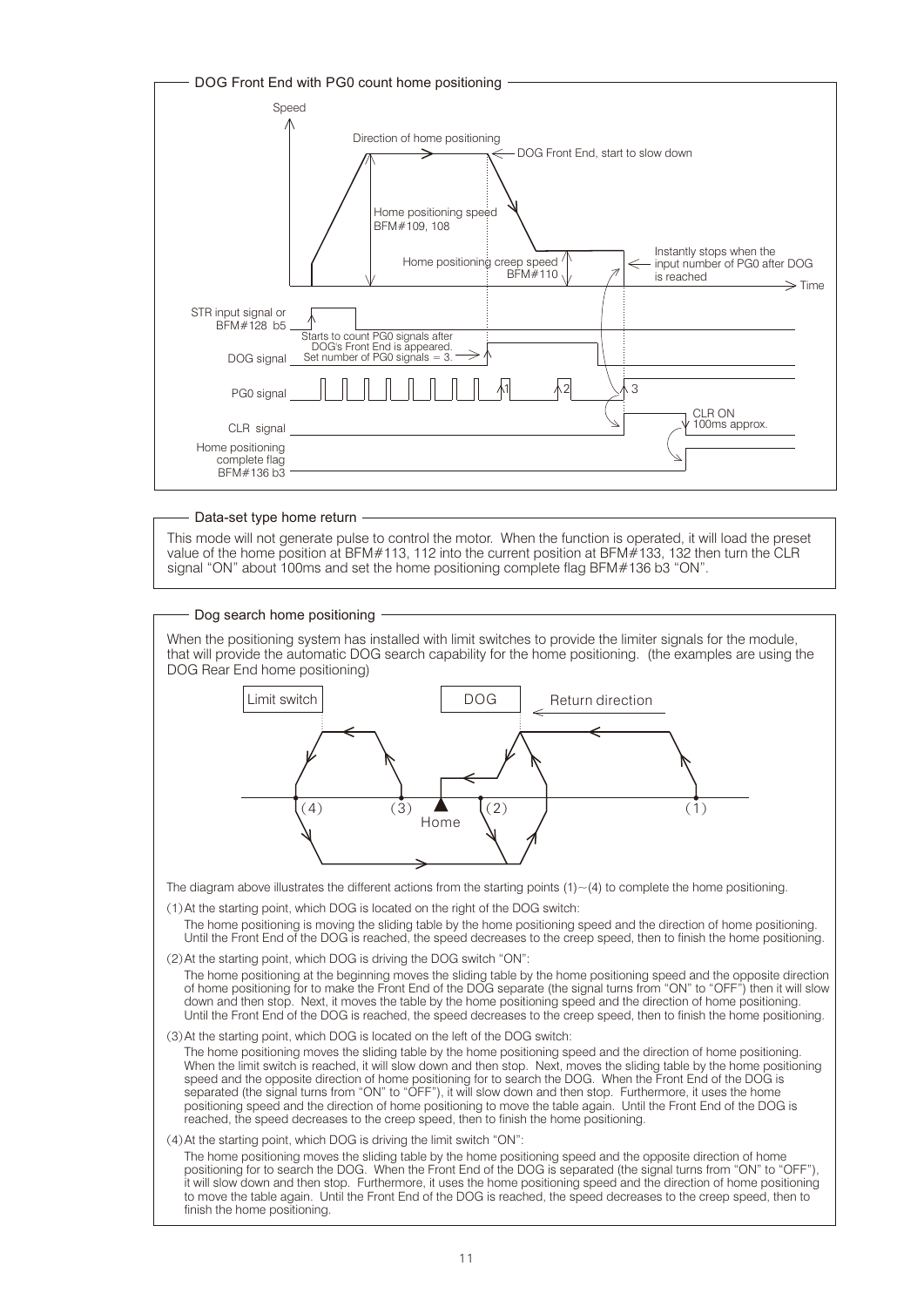### DOG Front End with PG0 count home positioning

Speed

Direction of home positioning

DOG Front End, start to slow down

Home positioning speed BFM#109, 108

Home positioning creep speed BFM#110

Instantly stops when the input number of PG0 after DOG is reached

Time

STR input signal or BFM#128 b5

Starts to count PG0 signals after DOG's Front End is appeared. Set number of PG0 signals = 3.

DOG signal

PG0 signal

1 2 3

CLR signal

CLR ON 100ms approx.

Home positioning complete flag BFM#136 b3

### Data-set type home return

This mode will not generate pulse to control the motor. When the function is operated, it will load the preset value of the home position at BFM#113, 112 into the current position at BFM#133, 132 then turn the CLR signal "ON" about 100ms and set the home positioning complete flag BFM#136 b3 "ON".

### Dog search home positioning

When the positioning system has installed with limit switches to provide the limiter signals for the module, that will provide the automatic DOG search capability for the home positioning. (the examples are using the DOG Rear End home positioning)

Limit switch　　DOG　　Return direction

(4)　(3)　Home　(2)　(1)

The diagram above illustrates the different actions from the starting points (1)~(4) to complete the home positioning.

(1) At the starting point, which DOG is located on the right of the DOG switch:
The home positioning is moving the sliding table by the home positioning speed and the direction of home positioning. Until the Front End of the DOG is reached, the speed decreases to the creep speed, then to finish the home positioning.

(2) At the starting point, which DOG is driving the DOG switch "ON":
The home positioning at the beginning moves the sliding table by the home positioning speed and the opposite direction of home positioning for to make the Front End of the DOG separate (the signal turns from "ON" to "OFF") then it will slow down and then stop. Next, it moves the table by the home positioning speed and the direction of home positioning. Until the Front End of the DOG is reached, the speed decreases to the creep speed, then to finish the home positioning.

(3) At the starting point, which DOG is located on the left of the DOG switch:
The home positioning moves the sliding table by the home positioning speed and the direction of home positioning. When the limit switch is reached, it will slow down and then stop. Next, moves the sliding table by the home positioning speed and the opposite direction of home positioning for to search the DOG. When the Front End of the DOG is separated (the signal turns from "ON" to "OFF"), it will slow down and then stop. Furthermore, it uses the home positioning speed and the direction of home positioning to move the table again. Until the Front End of the DOG is reached, the speed decreases to the creep speed, then to finish the home positioning.

(4) At the starting point, which DOG is driving the limit switch "ON":
The home positioning moves the sliding table by the home positioning speed and the opposite direction of home positioning for to search the DOG. When the Front End of the DOG is separated (the signal turns from "ON" to "OFF"), it will slow down and then stop. Furthermore, it uses the home positioning speed and the direction of home positioning to move the table again. Until the Front End of the DOG is reached, the speed decreases to the creep speed, then to finish the home positioning.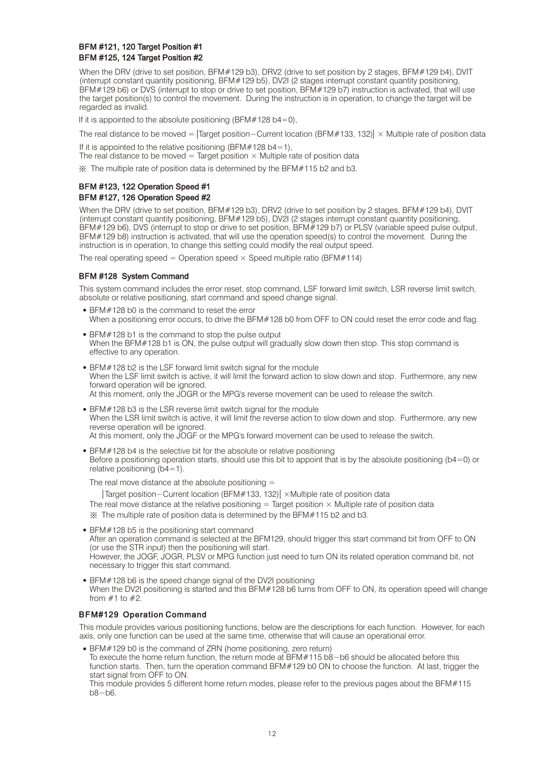### BFM #121, 120 Target Position #1
### BFM #125, 124 Target Position #2

When the DRV (drive to set position, BFM#129 b3), DRV2 (drive to set position by 2 stages, BFM#129 b4), DVIT (interrupt constant quantity positioning, BFM#129 b5), DV2I (2 stages interrupt constant quantity positioning, BFM#129 b6) or DVS (interrupt to stop or drive to set position, BFM#129 b7) instruction is activated, that will use the target position(s) to control the movement. During the instruction is in operation, to change the target will be regarded as invalid.

If it is appointed to the absolute positioning (BFM#128 b4=0),

The real distance to be moved = |Target position−Current location (BFM#133, 132)| × Multiple rate of position data

If it is appointed to the relative positioning (BFM#128 b4=1),
The real distance to be moved = Target position × Multiple rate of position data

※ The multiple rate of position data is determined by the BFM#115 b2 and b3.

### BFM #123, 122 Operation Speed #1
### BFM #127, 126 Operation Speed #2

When the DRV (drive to set position, BFM#129 b3), DRV2 (drive to set position by 2 stages, BFM#129 b4), DVIT (interrupt constant quantity positioning, BFM#129 b5), DV2I (2 stages interrupt constant quantity positioning, BFM#129 b6), DVS (interrupt to stop or drive to set position, BFM#129 b7) or PLSV (variable speed pulse output, BFM#129 b8) instruction is activated, that will use the operation speed(s) to control the movement. During the instruction is in operation, to change this setting could modify the real output speed.

The real operating speed = Operation speed × Speed multiple ratio (BFM#114)

### BFM #128 System Command

This system command includes the error reset, stop command, LSF forward limit switch, LSR reverse limit switch, absolute or relative positioning, start command and speed change signal.

- BFM#128 b0 is the command to reset the error
  When a positioning error occurs, to drive the BFM#128 b0 from OFF to ON could reset the error code and flag.

- BFM#128 b1 is the command to stop the pulse output
  When the BFM#128 b1 is ON, the pulse output will gradually slow down then stop. This stop command is effective to any operation.

- BFM#128 b2 is the LSF forward limit switch signal for the module
  When the LSF limit switch is active, it will limit the forward action to slow down and stop. Furthermore, any new forward operation will be ignored.
  At this moment, only the JOGR or the MPG's reverse movement can be used to release the switch.

- BFM#128 b3 is the LSR reverse limit switch signal for the module
  When the LSR limit switch is active, it will limit the reverse action to slow down and stop. Furthermore, any new reverse operation will be ignored.
  At this moment, only the JOGF or the MPG's forward movement can be used to release the switch.

- BFM#128 b4 is the selective bit for the absolute or relative positioning
  Before a positioning operation starts, should use this bit to appoint that is by the absolute positioning (b4=0) or relative positioning (b4=1).

  The real move distance at the absolute positioning =

  |Target position−Current location (BFM#133, 132)| ×Multiple rate of position data

  The real move distance at the relative positioning = Target position × Multiple rate of position data

  ※ The multiple rate of position data is determined by the BFM#115 b2 and b3.

- BFM#128 b5 is the positioning start command
  After an operation command is selected at the BFM129, should trigger this start command bit from OFF to ON (or use the STR input) then the positioning will start.
  However, the JOGF, JOGR, PLSV or MPG function just need to turn ON its related operation command bit, not necessary to trigger this start command.

- BFM#128 b6 is the speed change signal of the DV2I positioning
  When the DV2I positioning is started and this BFM#128 b6 turns from OFF to ON, its operation speed will change from #1 to #2.

### BFM#129 Operation Command

This module provides various positioning functions, below are the descriptions for each function. However, for each axis, only one function can be used at the same time, otherwise that will cause an operational error.

- BFM#129 b0 is the command of ZRN (home positioning, zero return)
  To execute the home return function, the return mode at BFM#115 b8~b6 should be allocated before this function starts. Then, turn the operation command BFM#129 b0 ON to choose the function. At last, trigger the start signal from OFF to ON.
  This module provides 5 different home return modes, please refer to the previous pages about the BFM#115 b8~b6.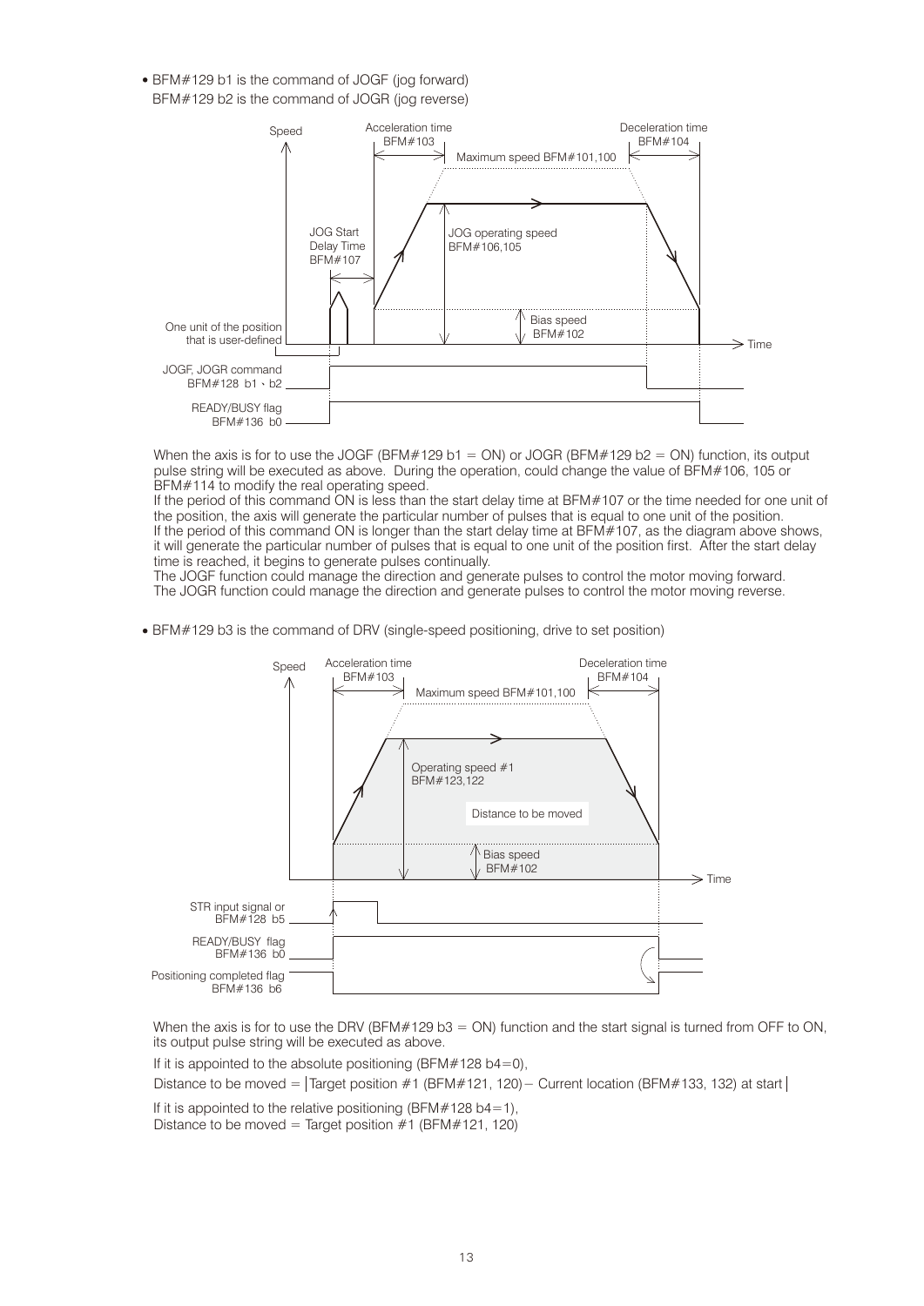- BFM#129 b1 is the command of JOGF (jog forward)
  BFM#129 b2 is the command of JOGR (jog reverse)

When the axis is for to use the JOGF (BFM#129 b1 = ON) or JOGR (BFM#129 b2 = ON) function, its output pulse string will be executed as above. During the operation, could change the value of BFM#106, 105 or BFM#114 to modify the real operating speed.
If the period of this command ON is less than the start delay time at BFM#107 or the time needed for one unit of the position, the axis will generate the particular number of pulses that is equal to one unit of the position.
If the period of this command ON is longer than the start delay time at BFM#107, as the diagram above shows, it will generate the particular number of pulses that is equal to one unit of the position first. After the start delay time is reached, it begins to generate pulses continually.
The JOGF function could manage the direction and generate pulses to control the motor moving forward.
The JOGR function could manage the direction and generate pulses to control the motor moving reverse.

- BFM#129 b3 is the command of DRV (single-speed positioning, drive to set position)

When the axis is for to use the DRV (BFM#129 b3 = ON) function and the start signal is turned from OFF to ON, its output pulse string will be executed as above.

If it is appointed to the absolute positioning (BFM#128 b4=0),

Distance to be moved = |Target position #1 (BFM#121, 120) − Current location (BFM#133, 132) at start|

If it is appointed to the relative positioning (BFM#128 b4=1),
Distance to be moved = Target position #1 (BFM#121, 120)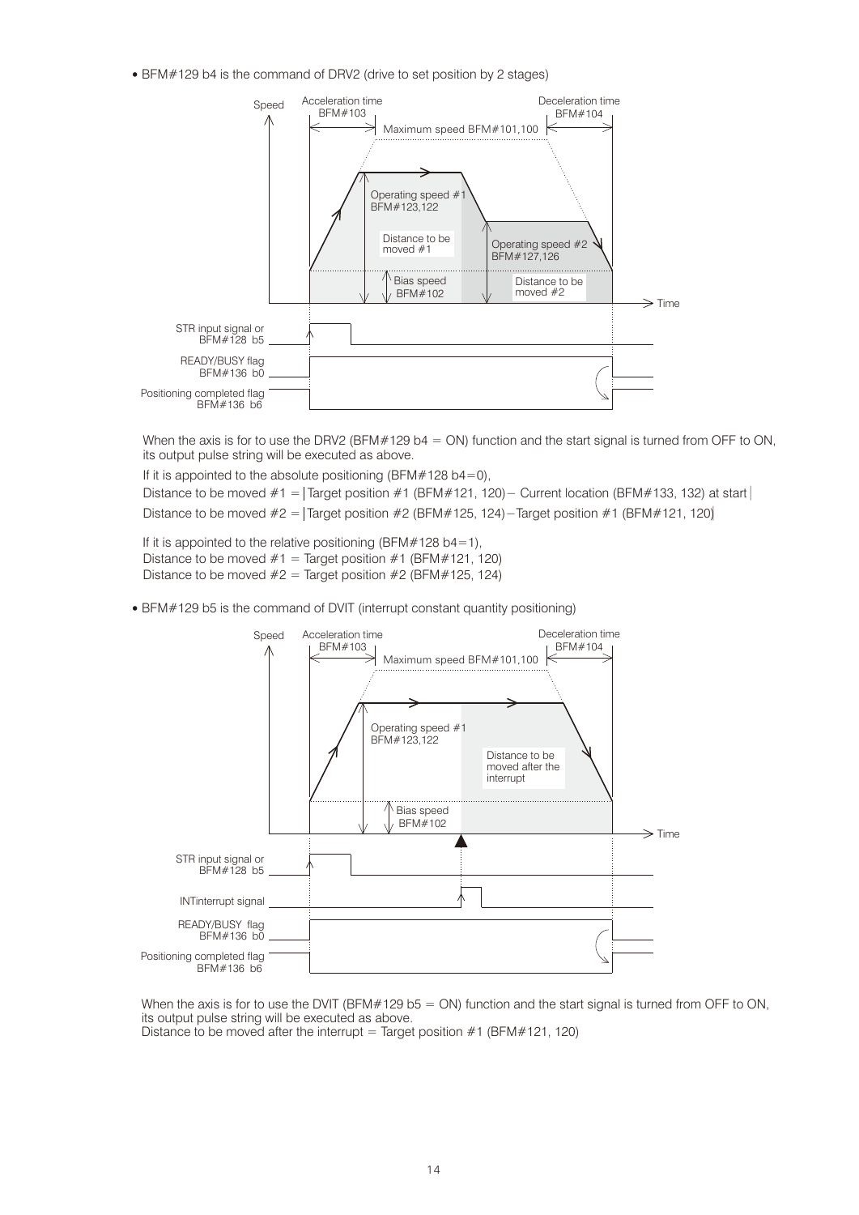- BFM#129 b4 is the command of DRV2 (drive to set position by 2 stages)

When the axis is for to use the DRV2 (BFM#129 b4 = ON) function and the start signal is turned from OFF to ON, its output pulse string will be executed as above.

If it is appointed to the absolute positioning (BFM#128 b4=0),

Distance to be moved #1 = |Target position #1 (BFM#121, 120) − Current location (BFM#133, 132) at start|

Distance to be moved #2 = |Target position #2 (BFM#125, 124) − Target position #1 (BFM#121, 120)|

If it is appointed to the relative positioning (BFM#128 b4=1),
Distance to be moved #1 = Target position #1 (BFM#121, 120)
Distance to be moved #2 = Target position #2 (BFM#125, 124)

- BFM#129 b5 is the command of DVIT (interrupt constant quantity positioning)

When the axis is for to use the DVIT (BFM#129 b5 = ON) function and the start signal is turned from OFF to ON, its output pulse string will be executed as above.
Distance to be moved after the interrupt = Target position #1 (BFM#121, 120)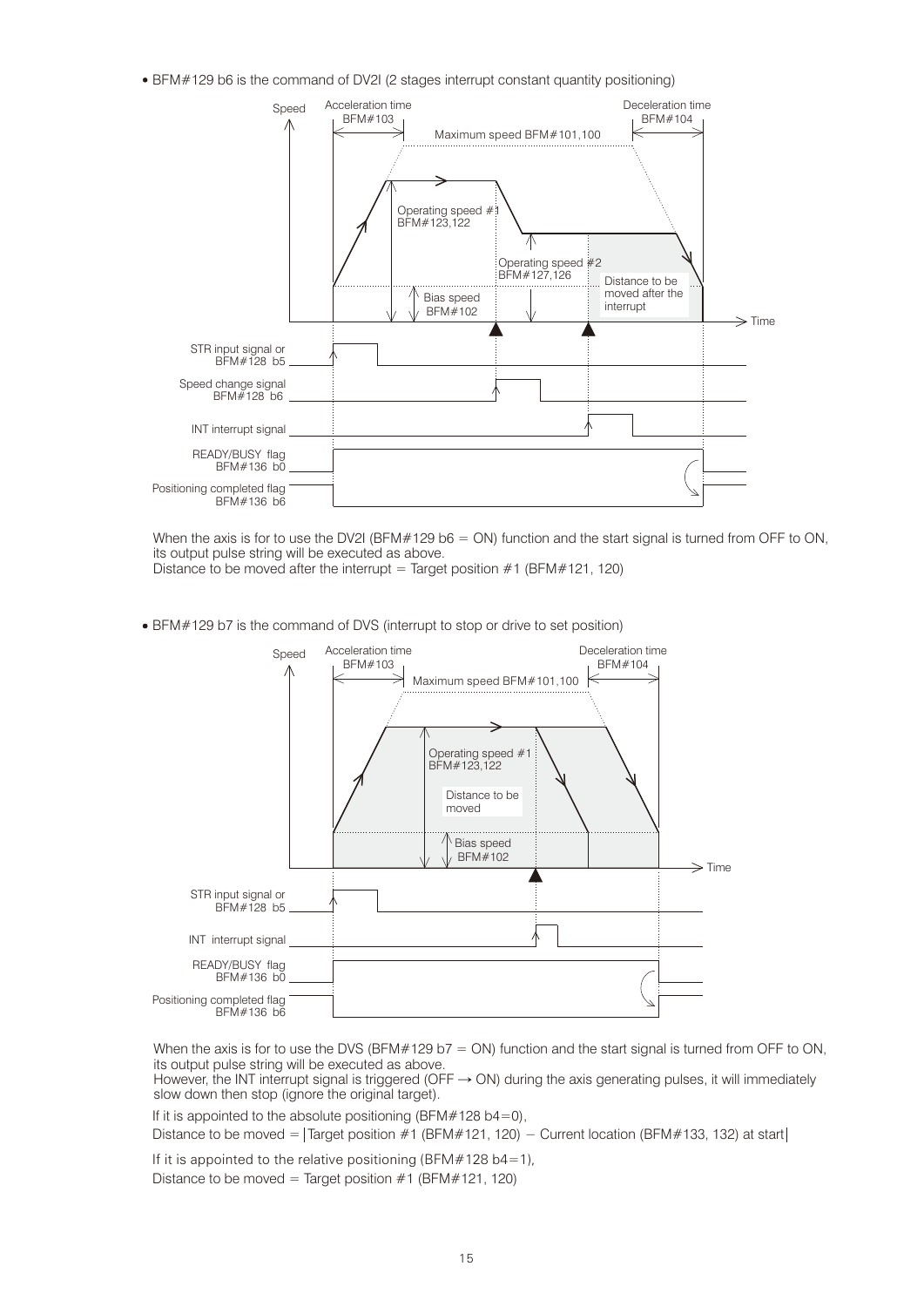- BFM#129 b6 is the command of DV2I (2 stages interrupt constant quantity positioning)

When the axis is for to use the DV2I (BFM#129 b6 = ON) function and the start signal is turned from OFF to ON, its output pulse string will be executed as above.
Distance to be moved after the interrupt = Target position #1 (BFM#121, 120)

- BFM#129 b7 is the command of DVS (interrupt to stop or drive to set position)

When the axis is for to use the DVS (BFM#129 b7 = ON) function and the start signal is turned from OFF to ON, its output pulse string will be executed as above.
However, the INT interrupt signal is triggered (OFF → ON) during the axis generating pulses, it will immediately slow down then stop (ignore the original target).

If it is appointed to the absolute positioning (BFM#128 b4=0),
Distance to be moved = |Target position #1 (BFM#121, 120) − Current location (BFM#133, 132) at start|

If it is appointed to the relative positioning (BFM#128 b4=1),
Distance to be moved = Target position #1 (BFM#121, 120)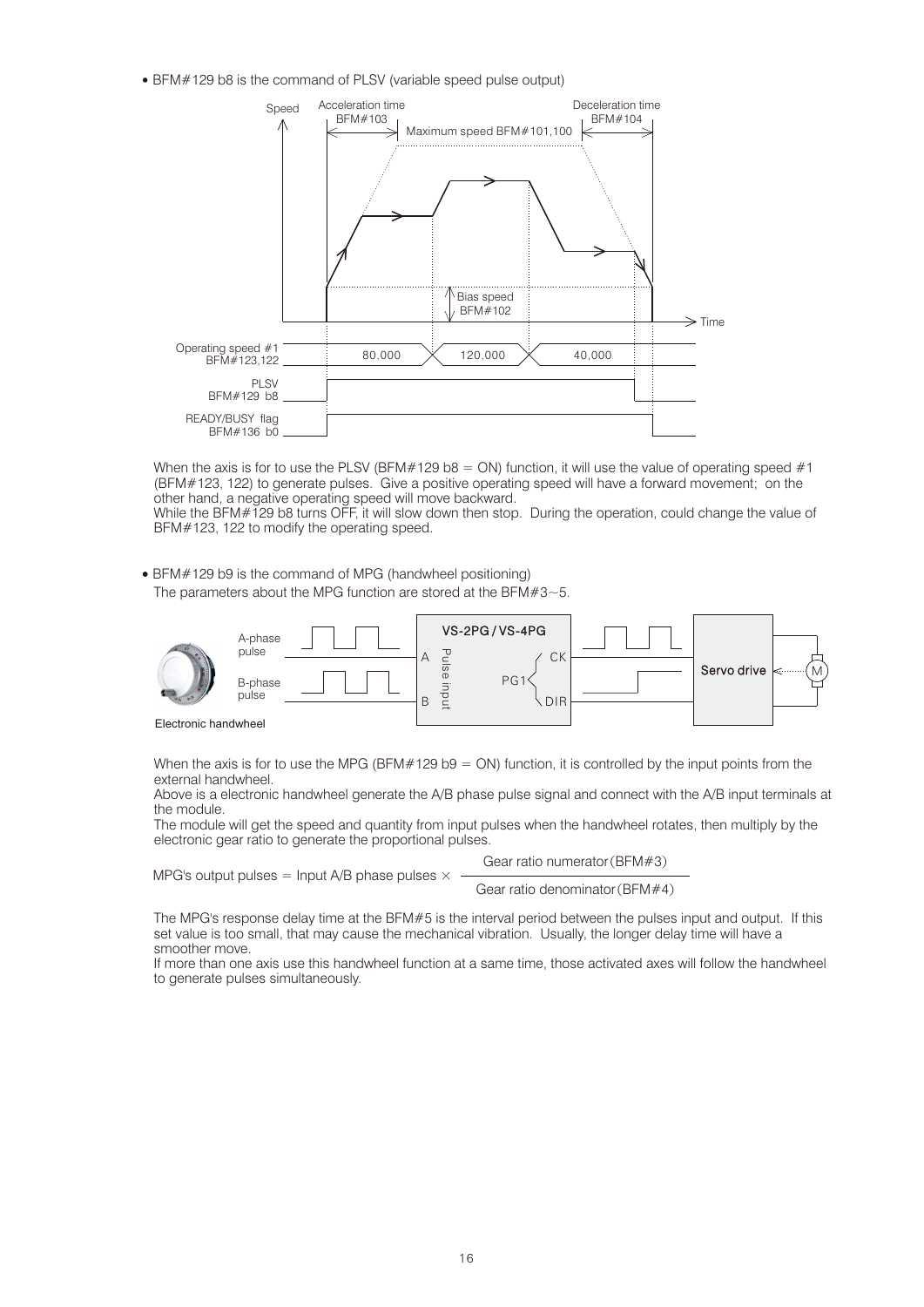- BFM#129 b8 is the command of PLSV (variable speed pulse output)

When the axis is for to use the PLSV (BFM#129 b8 = ON) function, it will use the value of operating speed #1 (BFM#123, 122) to generate pulses. Give a positive operating speed will have a forward movement; on the other hand, a negative operating speed will move backward.
While the BFM#129 b8 turns OFF, it will slow down then stop. During the operation, could change the value of BFM#123, 122 to modify the operating speed.

- BFM#129 b9 is the command of MPG (handwheel positioning)
  The parameters about the MPG function are stored at the BFM#3~5.

When the axis is for to use the MPG (BFM#129 b9 = ON) function, it is controlled by the input points from the external handwheel.
Above is a electronic handwheel generate the A/B phase pulse signal and connect with the A/B input terminals at the module.
The module will get the speed and quantity from input pulses when the handwheel rotates, then multiply by the electronic gear ratio to generate the proportional pulses.

$$\text{MPG's output pulses} = \text{Input A/B phase pulses} \times \frac{\text{Gear ratio numerator (BFM\#3)}}{\text{Gear ratio denominator (BFM\#4)}}$$

The MPG's response delay time at the BFM#5 is the interval period between the pulses input and output. If this set value is too small, that may cause the mechanical vibration. Usually, the longer delay time will have a smoother move.
If more than one axis use this handwheel function at a same time, those activated axes will follow the handwheel to generate pulses simultaneously.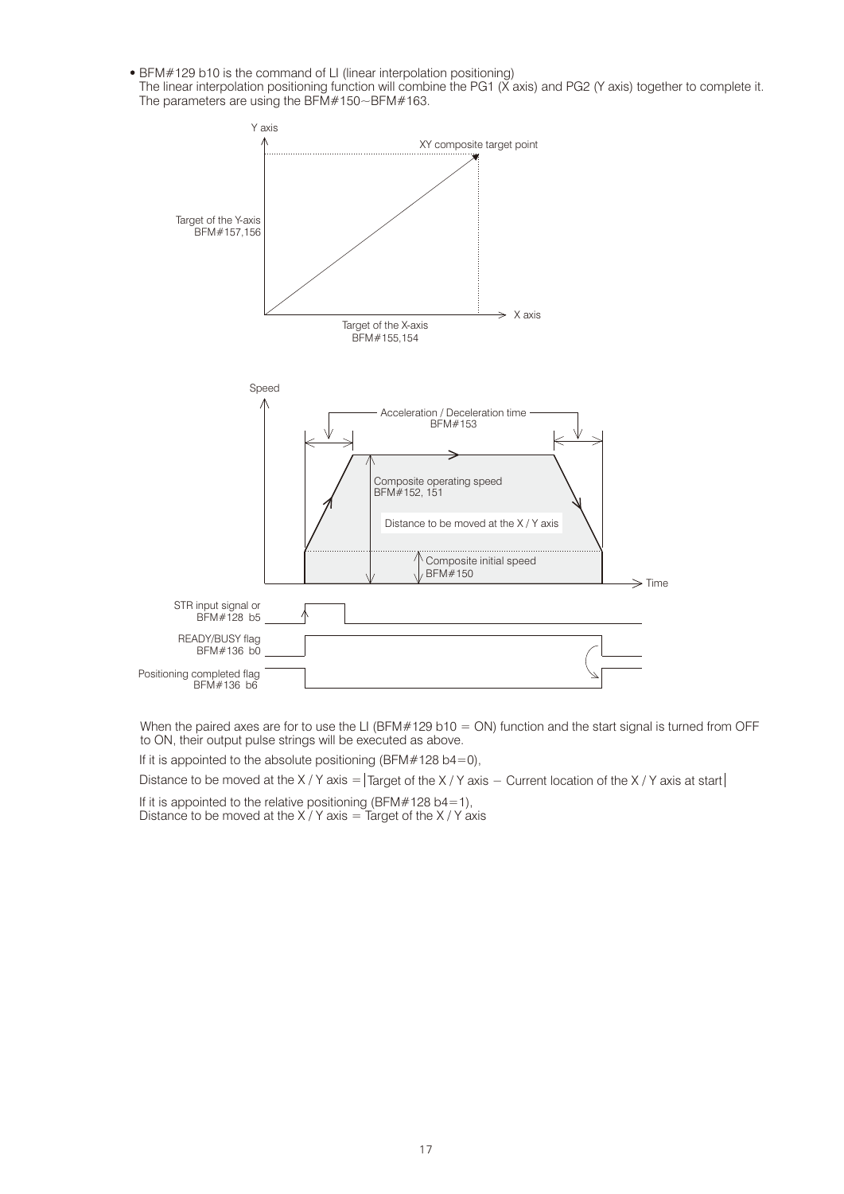- BFM#129 b10 is the command of LI (linear interpolation positioning)
  The linear interpolation positioning function will combine the PG1 (X axis) and PG2 (Y axis) together to complete it. The parameters are using the BFM#150~BFM#163.

Y axis

XY composite target point

Target of the Y-axis
BFM#157,156

X axis

Target of the X-axis
BFM#155,154

Speed

Acceleration / Deceleration time
BFM#153

Composite operating speed
BFM#152, 151

Distance to be moved at the X / Y axis

Composite initial speed
BFM#150

Time

STR input signal or
BFM#128 b5

READY/BUSY flag
BFM#136 b0

Positioning completed flag
BFM#136 b6

When the paired axes are for to use the LI (BFM#129 b10 = ON) function and the start signal is turned from OFF to ON, their output pulse strings will be executed as above.

If it is appointed to the absolute positioning (BFM#128 b4=0),

Distance to be moved at the X / Y axis = |Target of the X / Y axis − Current location of the X / Y axis at start|

If it is appointed to the relative positioning (BFM#128 b4=1),
Distance to be moved at the X / Y axis = Target of the X / Y axis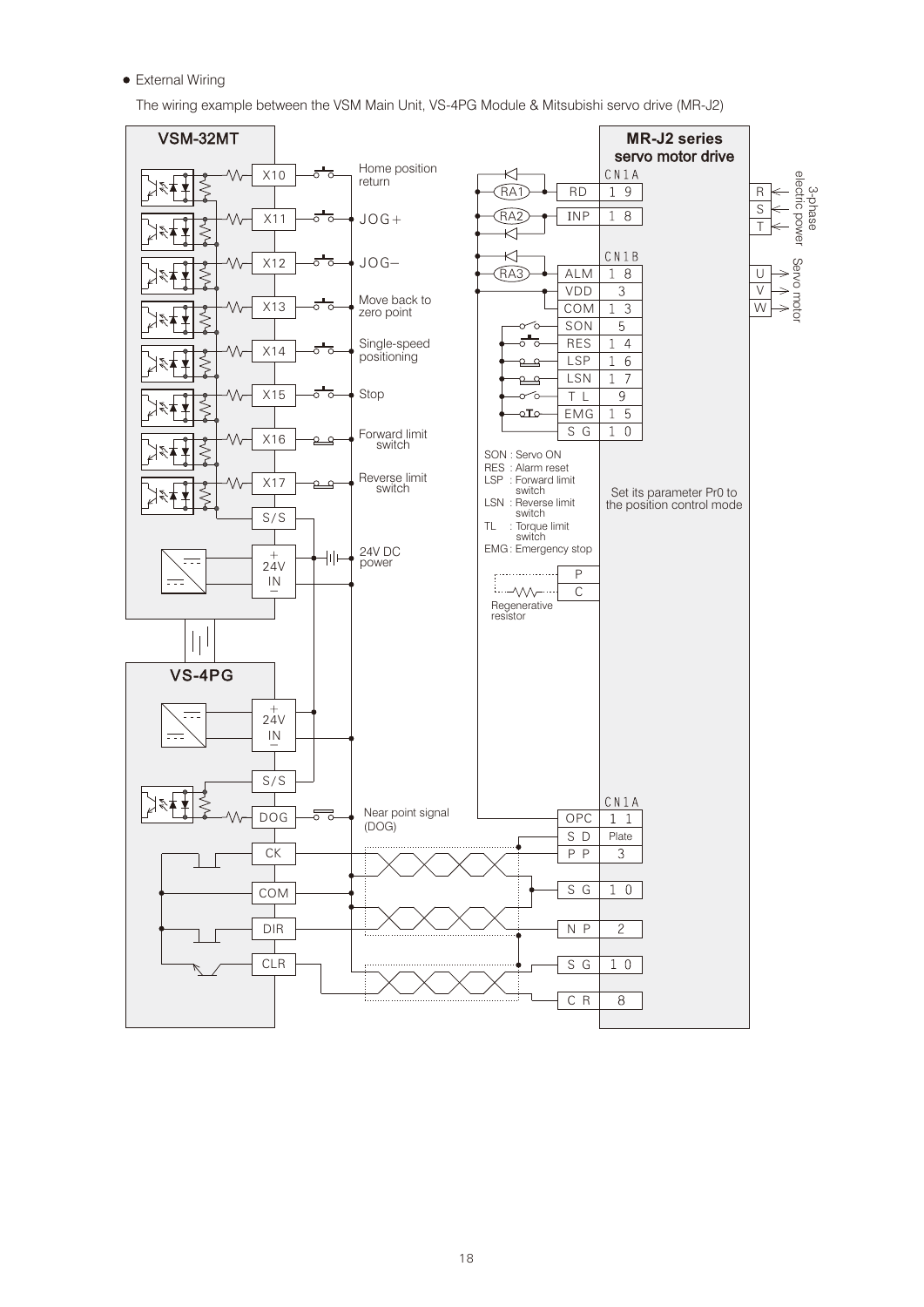- External Wiring

The wiring example between the VSM Main Unit, VS-4PG Module & Mitsubishi servo drive (MR-J2)

**VSM-32MT**

| Terminal | Signal |
|---|---|
| X10 | Home position return |
| X11 | JOG+ |
| X12 | JOG− |
| X13 | Move back to zero point |
| X14 | Single-speed positioning |
| X15 | Stop |
| X16 | Forward limit switch |
| X17 | Reverse limit switch |
| S/S | |
| +24V IN − | 24V DC power |

**VS-4PG**

| Terminal | Signal / Connection |
|---|---|
| +24V IN − | |
| S/S | |
| DOG | Near point signal (DOG) |
| CK | PP (3) |
| COM | SG (10) |
| DIR | NP (2) |
| CLR | CR (8) |

**MR-J2 series servo motor drive**

| Connector | Signal | Pin |
|---|---|---|
| CN1A | RD (RA1) | 19 |
| CN1A | INP (RA2) | 18 |
| CN1B | ALM (RA3) | 18 |
| CN1B | VDD | 3 |
| CN1B | COM | 13 |
| CN1B | SON | 5 |
| CN1B | RES | 14 |
| CN1B | LSP | 16 |
| CN1B | LSN | 17 |
| CN1B | TL | 9 |
| CN1B | EMG | 15 |
| CN1B | SG | 10 |
| CN1A | OPC | 11 |
| CN1A | SD | Plate |
| CN1A | PP | 3 |
| CN1A | SG | 10 |
| CN1A | NP | 2 |
| CN1A | SG | 10 |
| CN1A | CR | 8 |

R, S, T: 3-phase electric power

U, V, W: Servo motor

P, C: Regenerative resistor

SON : Servo ON
RES : Alarm reset
LSP : Forward limit switch
LSN : Reverse limit switch
TL : Torque limit switch
EMG: Emergency stop

Set its parameter Pr0 to the position control mode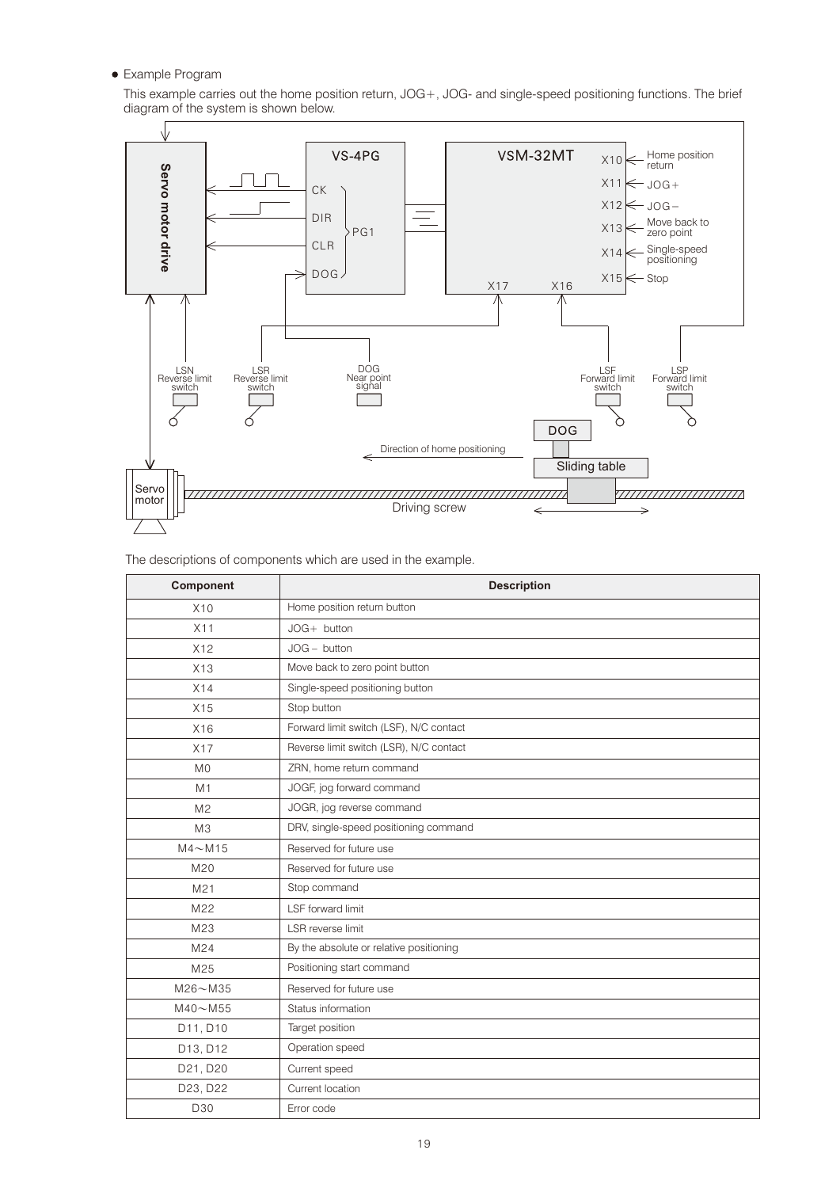● Example Program

This example carries out the home position return, JOG+, JOG- and single-speed positioning functions. The brief diagram of the system is shown below.

The descriptions of components which are used in the example.

| Component | Description |
|---|---|
| X10 | Home position return button |
| X11 | JOG+ button |
| X12 | JOG− button |
| X13 | Move back to zero point button |
| X14 | Single-speed positioning button |
| X15 | Stop button |
| X16 | Forward limit switch (LSF), N/C contact |
| X17 | Reverse limit switch (LSR), N/C contact |
| M0 | ZRN, home return command |
| M1 | JOGF, jog forward command |
| M2 | JOGR, jog reverse command |
| M3 | DRV, single-speed positioning command |
| M4～M15 | Reserved for future use |
| M20 | Reserved for future use |
| M21 | Stop command |
| M22 | LSF forward limit |
| M23 | LSR reverse limit |
| M24 | By the absolute or relative positioning |
| M25 | Positioning start command |
| M26～M35 | Reserved for future use |
| M40～M55 | Status information |
| D11, D10 | Target position |
| D13, D12 | Operation speed |
| D21, D20 | Current speed |
| D23, D22 | Current location |
| D30 | Error code |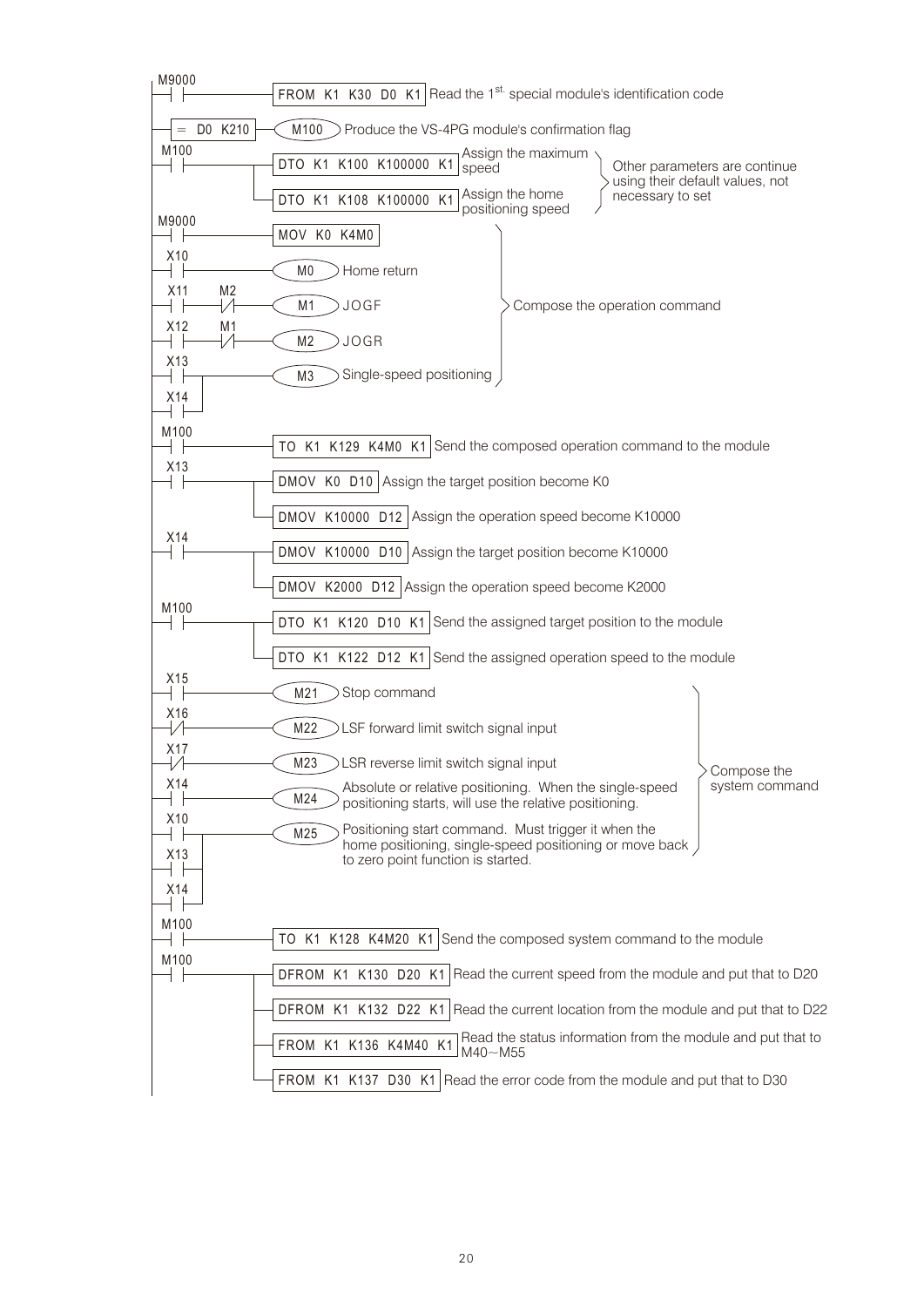```
M9000
--| |-------------------[FROM K1 K30 D0 K1]   Read the 1st. special module's identification code

--[= D0 K210]-----------(M100)               Produce the VS-4PG module's confirmation flag

M100
--| |---+---------------[DTO K1 K100 K100000 K1]   Assign the maximum speed                  \  Other parameters are continue
        |                                                                                       >  using their default values, not
        +---------------[DTO K1 K108 K100000 K1]   Assign the home positioning speed         /  necessary to set
M9000
--| |-------------------[MOV K0 K4M0]                          \
X10                                                              |
--| |-------------------(M0)     Home return                     |
X11     M2                                                       |
--| |---|/|-------------(M1)     JOGF                            >  Compose the operation command
X12     M1                                                       |
--| |---|/|-------------(M2)     JOGR                            |
X13                                                              |
--| |---+---------------(M3)     Single-speed positioning       /
X14     |
--| |---+
M100
--| |-------------------[TO K1 K129 K4M0 K1]   Send the composed operation command to the module
X13
--| |---+---------------[DMOV K0 D10]        Assign the target position become K0
        |
        +---------------[DMOV K10000 D12]    Assign the operation speed become K10000
X14
--| |---+---------------[DMOV K10000 D10]    Assign the target position become K10000
        |
        +---------------[DMOV K2000 D12]     Assign the operation speed become K2000
M100
--| |---+---------------[DTO K1 K120 D10 K1]   Send the assigned target position to the module
        |
        +---------------[DTO K1 K122 D12 K1]   Send the assigned operation speed to the module
X15
--| |-------------------(M21)    Stop command                                              \
X16                                                                                         |
--|/|-------------------(M22)    LSF forward limit switch signal input                     |
X17                                                                                         |
--|/|-------------------(M23)    LSR reverse limit switch signal input                     >  Compose the
X14                                                                                         |  system command
--| |-------------------(M24)    Absolute or relative positioning. When the single-speed   |
                                 positioning starts, will use the relative positioning.    |
X10                                                                                         |
--| |---+---------------(M25)    Positioning start command. Must trigger it when the       |
X13     |                        home positioning, single-speed positioning or move back   |
--| |---+                        to zero point function is started.                        /
X14     |
--| |---+
M100
--| |-------------------[TO K1 K128 K4M20 K1]   Send the composed system command to the module
M100
--| |---+---------------[DFROM K1 K130 D20 K1]   Read the current speed from the module and put that to D20
        |
        +---------------[DFROM K1 K132 D22 K1]   Read the current location from the module and put that to D22
        |
        +---------------[FROM K1 K136 K4M40 K1]  Read the status information from the module and put that to M40~M55
        |
        +---------------[FROM K1 K137 D30 K1]    Read the error code from the module and put that to D30
```